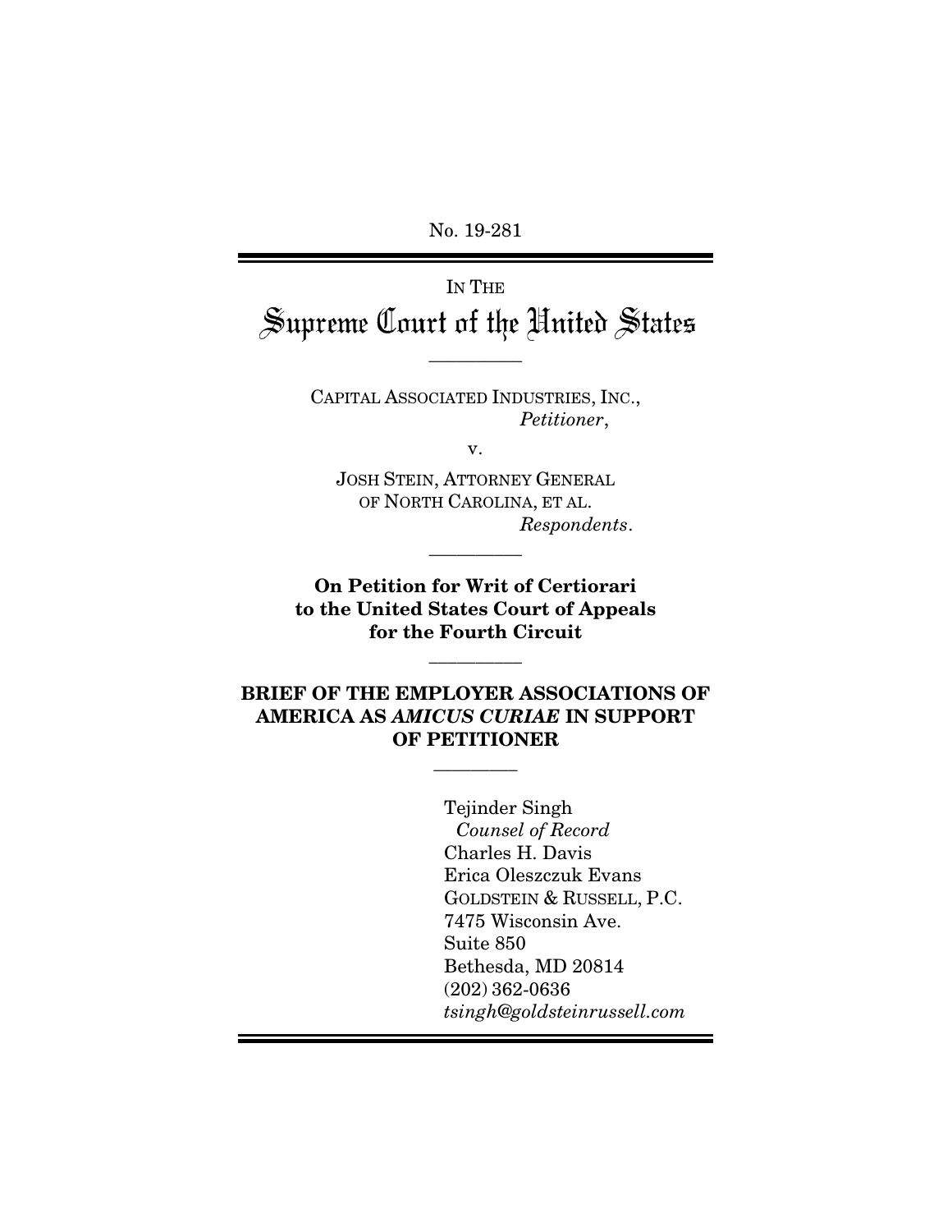No. 19-281

IN THE

# Supreme Court of the United States

---

CAPITAL ASSOCIATED INDUSTRIES, INC.,
*Petitioner*,

v.

JOSH STEIN, ATTORNEY GENERAL OF NORTH CAROLINA, ET AL.
*Respondents*.

---

**On Petition for Writ of Certiorari to the United States Court of Appeals for the Fourth Circuit**

---

**BRIEF OF THE EMPLOYER ASSOCIATIONS OF AMERICA AS *AMICUS CURIAE* IN SUPPORT OF PETITIONER**

---

Tejinder Singh
*Counsel of Record*
Charles H. Davis
Erica Oleszczuk Evans
GOLDSTEIN & RUSSELL, P.C.
7475 Wisconsin Ave.
Suite 850
Bethesda, MD 20814
(202) 362-0636
*tsingh@goldsteinrussell.com*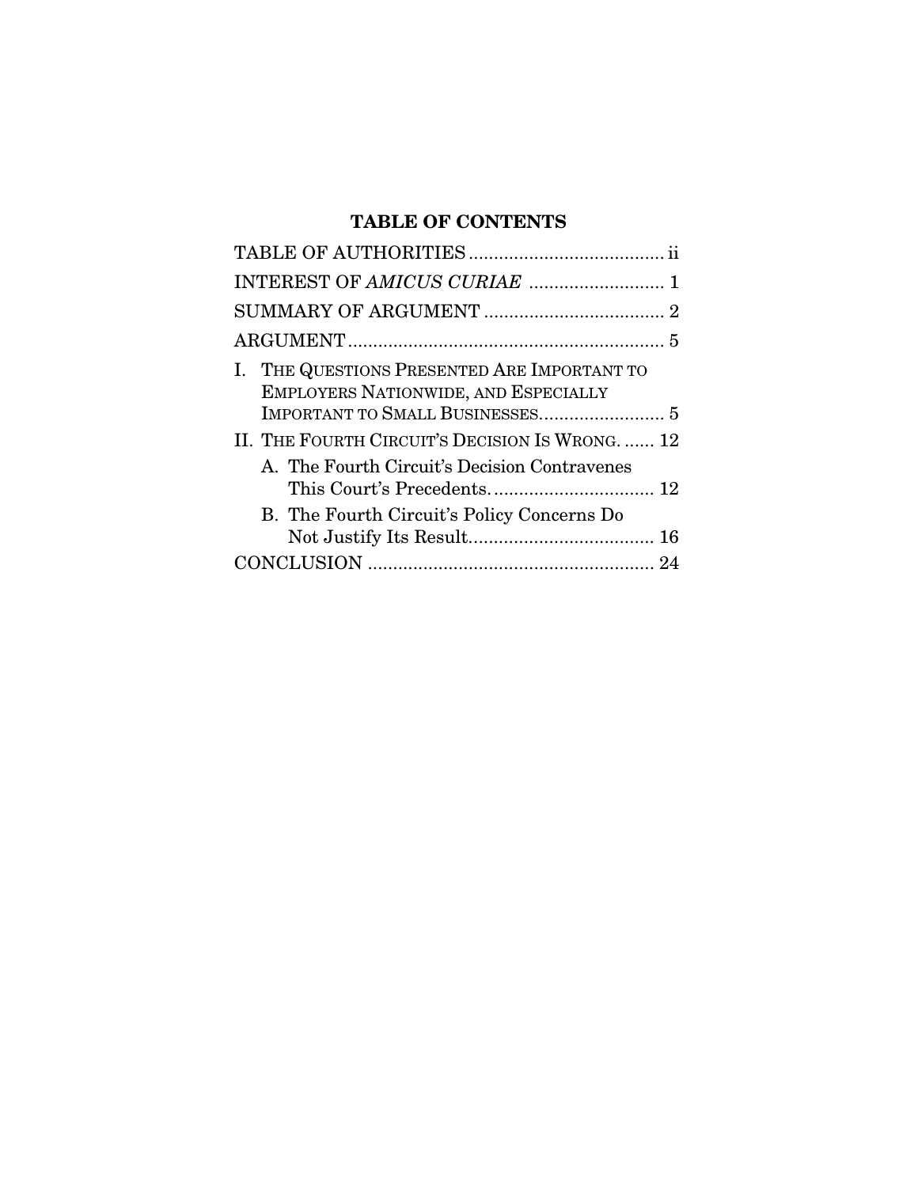# TABLE OF CONTENTS

TABLE OF AUTHORITIES ........................................ ii

INTEREST OF *AMICUS CURIAE* ........................... 1

SUMMARY OF ARGUMENT .................................... 2

ARGUMENT ............................................................... 5

I. THE QUESTIONS PRESENTED ARE IMPORTANT TO EMPLOYERS NATIONWIDE, AND ESPECIALLY IMPORTANT TO SMALL BUSINESSES......................... 5

II. THE FOURTH CIRCUIT'S DECISION IS WRONG. ...... 12

  A. The Fourth Circuit's Decision Contravenes This Court's Precedents. ................................ 12

  B. The Fourth Circuit's Policy Concerns Do Not Justify Its Result..................................... 16

CONCLUSION ......................................................... 24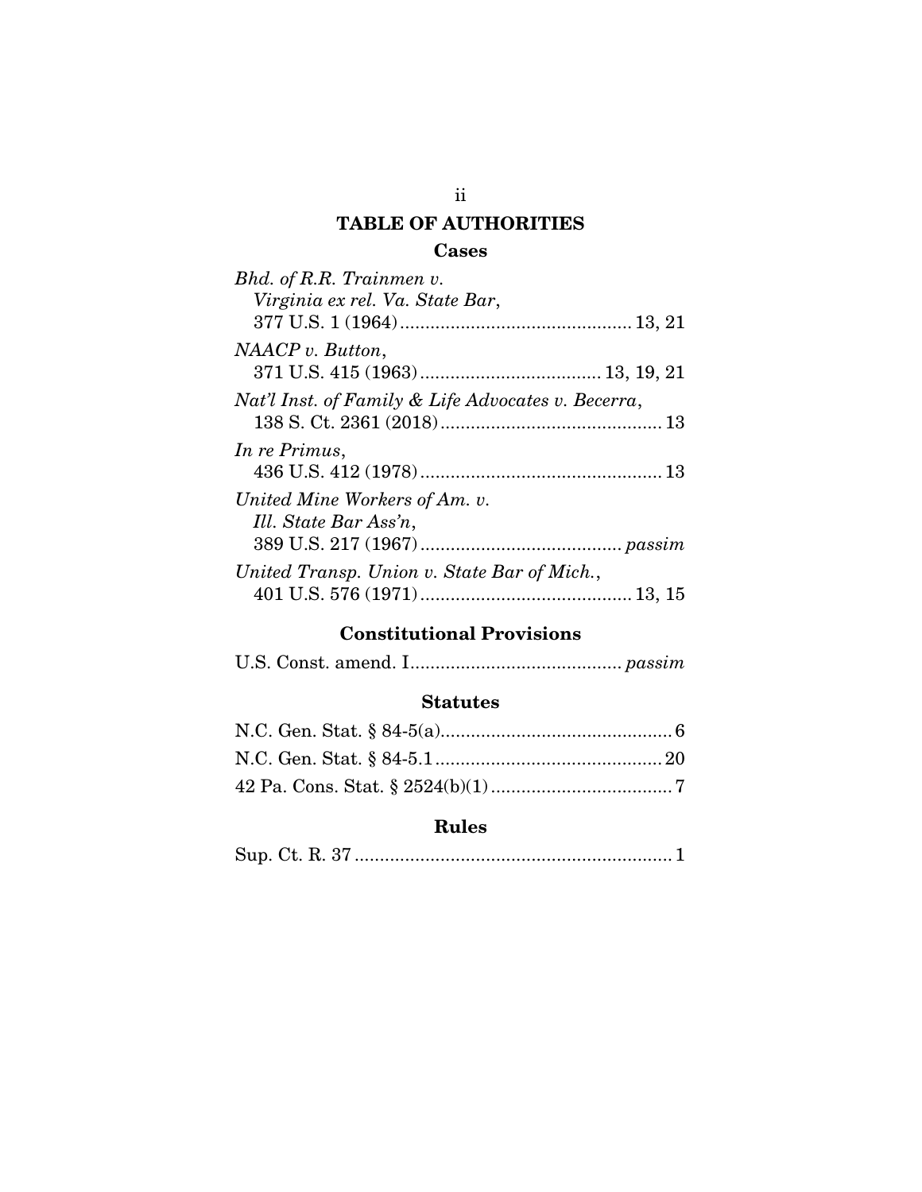## TABLE OF AUTHORITIES

### Cases

*Bhd. of R.R. Trainmen v. Virginia ex rel. Va. State Bar*, 377 U.S. 1 (1964) .......... 13, 21

*NAACP v. Button*, 371 U.S. 415 (1963) .......... 13, 19, 21

*Nat'l Inst. of Family & Life Advocates v. Becerra*, 138 S. Ct. 2361 (2018) .......... 13

*In re Primus*, 436 U.S. 412 (1978) .......... 13

*United Mine Workers of Am. v. Ill. State Bar Ass'n*, 389 U.S. 217 (1967) .......... *passim*

*United Transp. Union v. State Bar of Mich.*, 401 U.S. 576 (1971) .......... 13, 15

### Constitutional Provisions

U.S. Const. amend. I .......... *passim*

### Statutes

N.C. Gen. Stat. § 84-5(a) .......... 6

N.C. Gen. Stat. § 84-5.1 .......... 20

42 Pa. Cons. Stat. § 2524(b)(1) .......... 7

### Rules

Sup. Ct. R. 37 .......... 1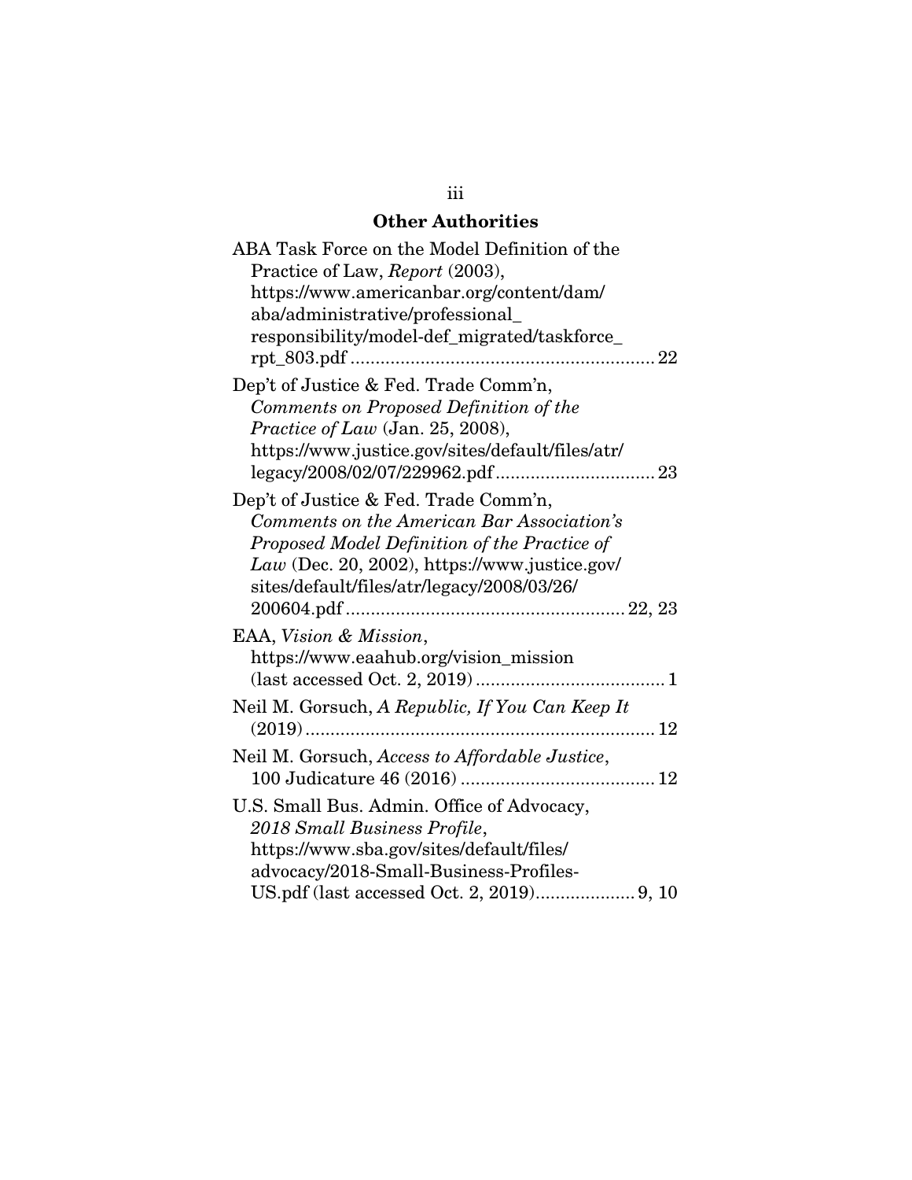## Other Authorities

ABA Task Force on the Model Definition of the Practice of Law, *Report* (2003), https://www.americanbar.org/content/dam/aba/administrative/professional_responsibility/model-def_migrated/taskforce_rpt_803.pdf ............................................................ 22

Dep't of Justice & Fed. Trade Comm'n, *Comments on Proposed Definition of the Practice of Law* (Jan. 25, 2008), https://www.justice.gov/sites/default/files/atr/legacy/2008/02/07/229962.pdf ................................ 23

Dep't of Justice & Fed. Trade Comm'n, *Comments on the American Bar Association's Proposed Model Definition of the Practice of Law* (Dec. 20, 2002), https://www.justice.gov/sites/default/files/atr/legacy/2008/03/26/200604.pdf ........................................................ 22, 23

EAA, *Vision & Mission*, https://www.eaahub.org/vision_mission (last accessed Oct. 2, 2019) ...................................... 1

Neil M. Gorsuch, *A Republic, If You Can Keep It* (2019) ...................................................................... 12

Neil M. Gorsuch, *Access to Affordable Justice*, 100 Judicature 46 (2016) ....................................... 12

U.S. Small Bus. Admin. Office of Advocacy, *2018 Small Business Profile*, https://www.sba.gov/sites/default/files/advocacy/2018-Small-Business-Profiles-US.pdf (last accessed Oct. 2, 2019).................... 9, 10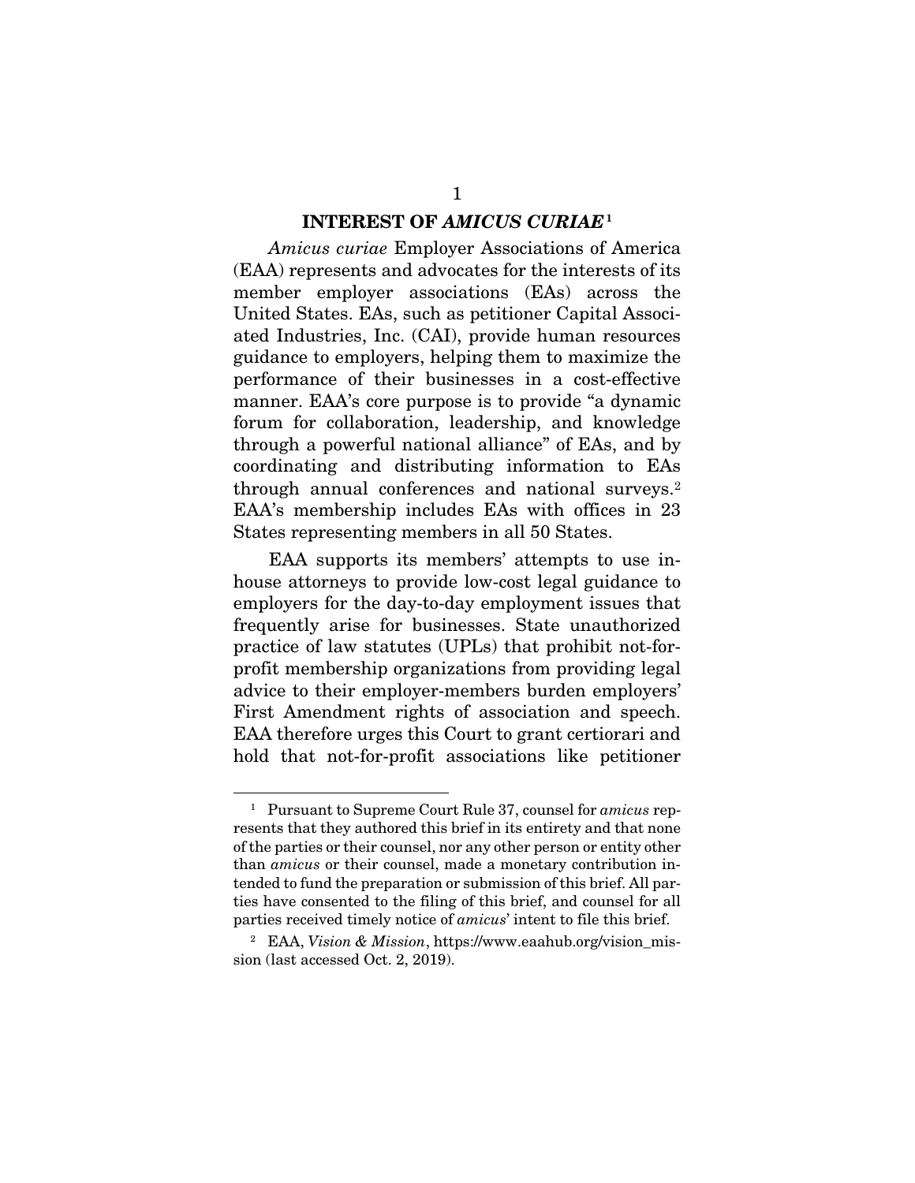## INTEREST OF *AMICUS CURIAE*[1]

*Amicus curiae* Employer Associations of America (EAA) represents and advocates for the interests of its member employer associations (EAs) across the United States. EAs, such as petitioner Capital Associated Industries, Inc. (CAI), provide human resources guidance to employers, helping them to maximize the performance of their businesses in a cost-effective manner. EAA's core purpose is to provide "a dynamic forum for collaboration, leadership, and knowledge through a powerful national alliance" of EAs, and by coordinating and distributing information to EAs through annual conferences and national surveys.[2] EAA's membership includes EAs with offices in 23 States representing members in all 50 States.

EAA supports its members' attempts to use in-house attorneys to provide low-cost legal guidance to employers for the day-to-day employment issues that frequently arise for businesses. State unauthorized practice of law statutes (UPLs) that prohibit not-for-profit membership organizations from providing legal advice to their employer-members burden employers' First Amendment rights of association and speech. EAA therefore urges this Court to grant certiorari and hold that not-for-profit associations like petitioner

---

[1] Pursuant to Supreme Court Rule 37, counsel for *amicus* represents that they authored this brief in its entirety and that none of the parties or their counsel, nor any other person or entity other than *amicus* or their counsel, made a monetary contribution intended to fund the preparation or submission of this brief. All parties have consented to the filing of this brief, and counsel for all parties received timely notice of *amicus*' intent to file this brief.

[2] EAA, *Vision & Mission*, https://www.eaahub.org/vision_mission (last accessed Oct. 2, 2019).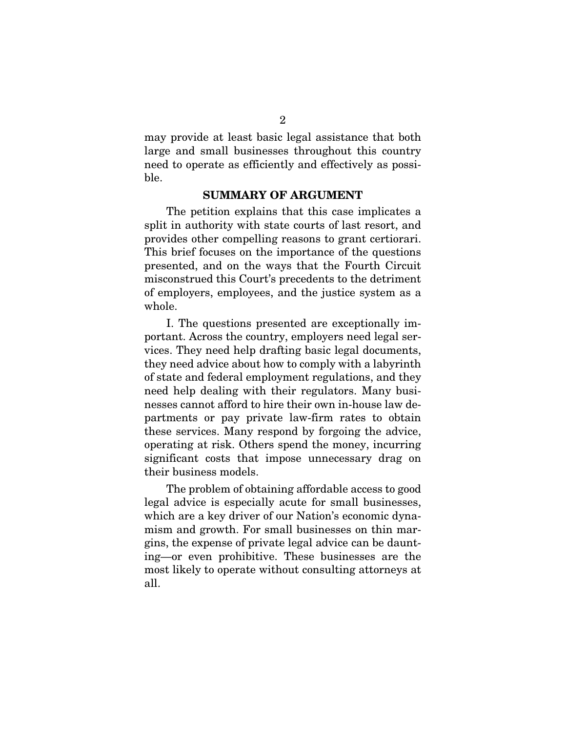may provide at least basic legal assistance that both large and small businesses throughout this country need to operate as efficiently and effectively as possible.

## SUMMARY OF ARGUMENT

The petition explains that this case implicates a split in authority with state courts of last resort, and provides other compelling reasons to grant certiorari. This brief focuses on the importance of the questions presented, and on the ways that the Fourth Circuit misconstrued this Court's precedents to the detriment of employers, employees, and the justice system as a whole.

I. The questions presented are exceptionally important. Across the country, employers need legal services. They need help drafting basic legal documents, they need advice about how to comply with a labyrinth of state and federal employment regulations, and they need help dealing with their regulators. Many businesses cannot afford to hire their own in-house law departments or pay private law-firm rates to obtain these services. Many respond by forgoing the advice, operating at risk. Others spend the money, incurring significant costs that impose unnecessary drag on their business models.

The problem of obtaining affordable access to good legal advice is especially acute for small businesses, which are a key driver of our Nation's economic dynamism and growth. For small businesses on thin margins, the expense of private legal advice can be daunting—or even prohibitive. These businesses are the most likely to operate without consulting attorneys at all.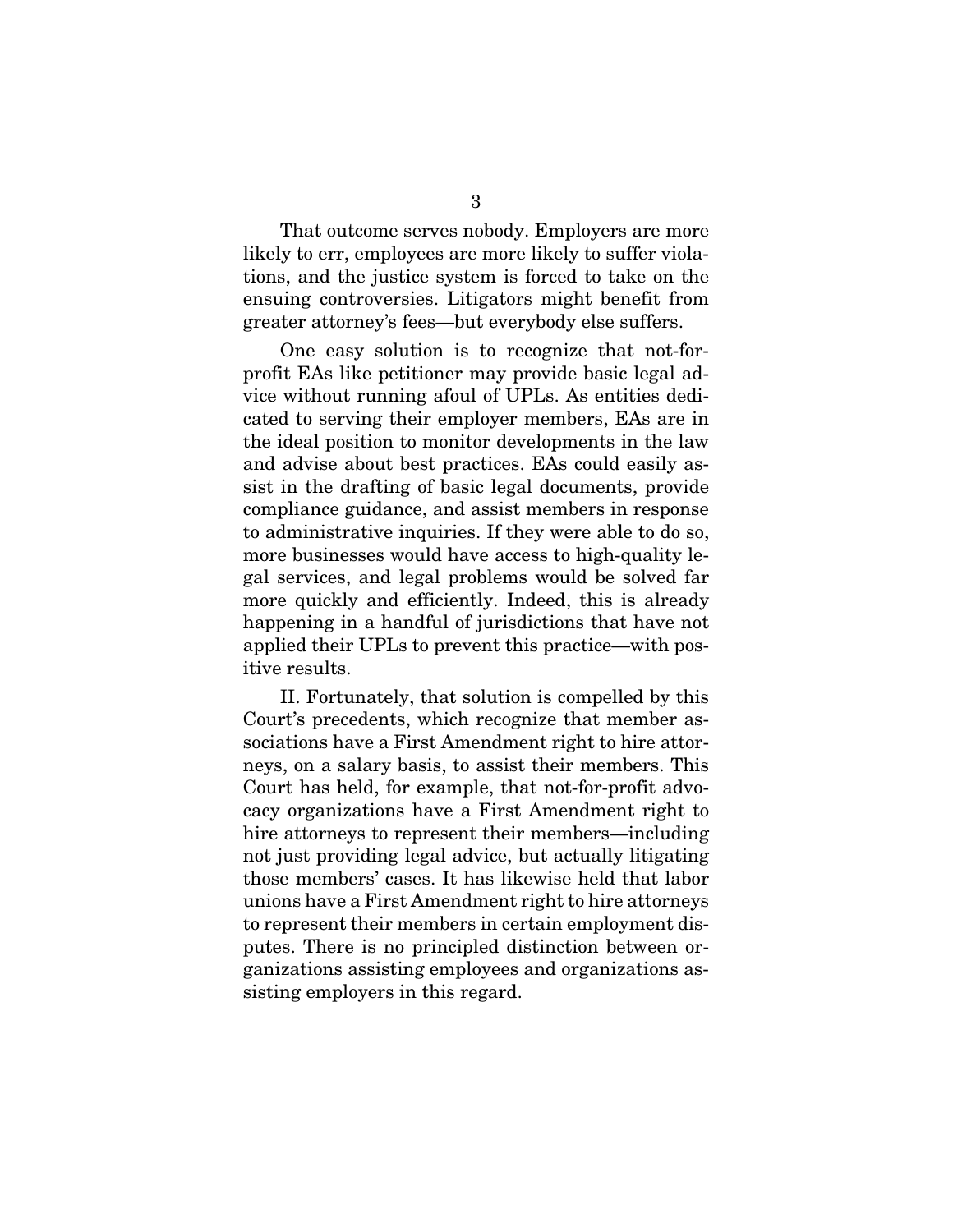That outcome serves nobody. Employers are more likely to err, employees are more likely to suffer violations, and the justice system is forced to take on the ensuing controversies. Litigators might benefit from greater attorney's fees—but everybody else suffers.

One easy solution is to recognize that not-for-profit EAs like petitioner may provide basic legal advice without running afoul of UPLs. As entities dedicated to serving their employer members, EAs are in the ideal position to monitor developments in the law and advise about best practices. EAs could easily assist in the drafting of basic legal documents, provide compliance guidance, and assist members in response to administrative inquiries. If they were able to do so, more businesses would have access to high-quality legal services, and legal problems would be solved far more quickly and efficiently. Indeed, this is already happening in a handful of jurisdictions that have not applied their UPLs to prevent this practice—with positive results.

II. Fortunately, that solution is compelled by this Court's precedents, which recognize that member associations have a First Amendment right to hire attorneys, on a salary basis, to assist their members. This Court has held, for example, that not-for-profit advocacy organizations have a First Amendment right to hire attorneys to represent their members—including not just providing legal advice, but actually litigating those members' cases. It has likewise held that labor unions have a First Amendment right to hire attorneys to represent their members in certain employment disputes. There is no principled distinction between organizations assisting employees and organizations assisting employers in this regard.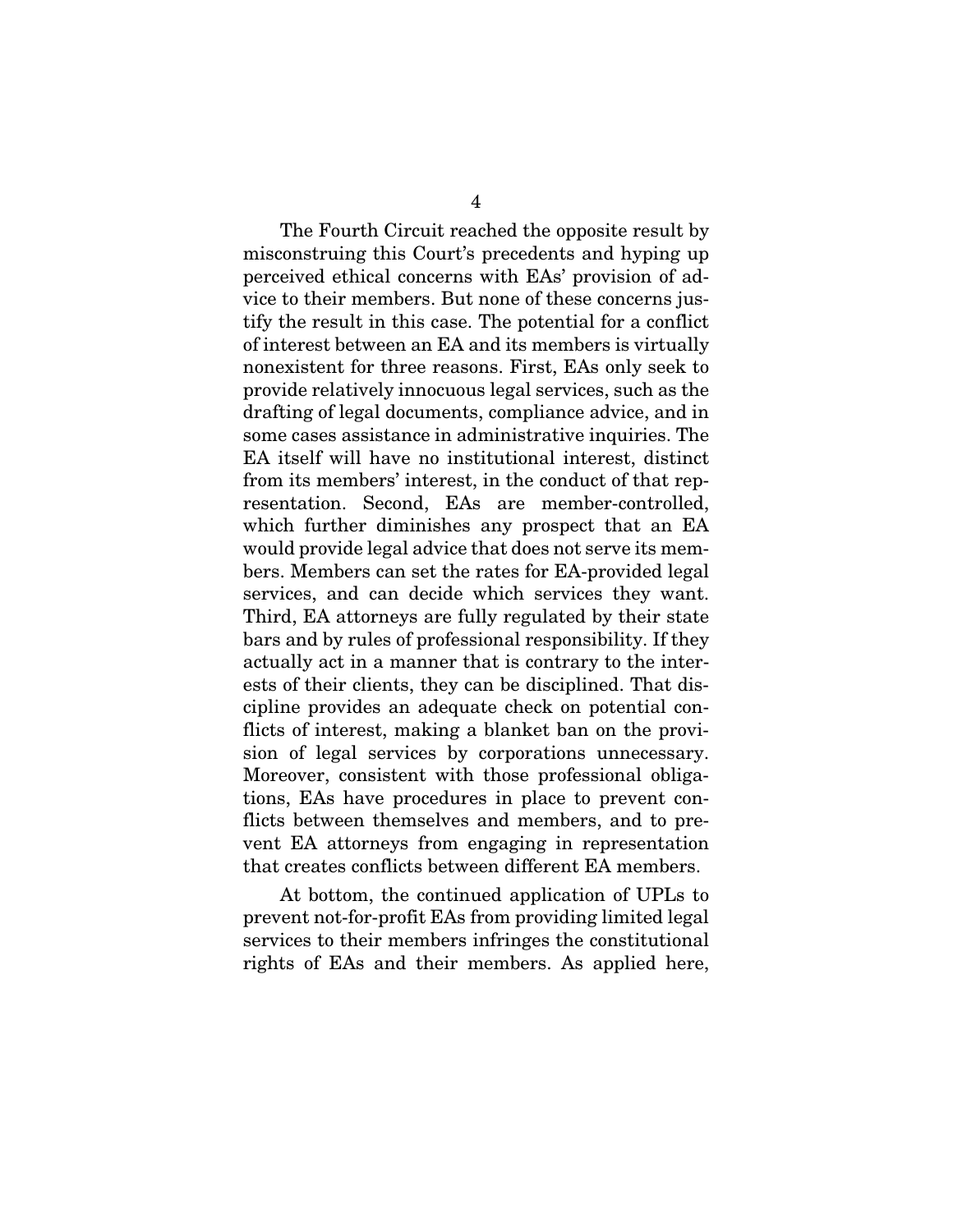The Fourth Circuit reached the opposite result by misconstruing this Court's precedents and hyping up perceived ethical concerns with EAs' provision of advice to their members. But none of these concerns justify the result in this case. The potential for a conflict of interest between an EA and its members is virtually nonexistent for three reasons. First, EAs only seek to provide relatively innocuous legal services, such as the drafting of legal documents, compliance advice, and in some cases assistance in administrative inquiries. The EA itself will have no institutional interest, distinct from its members' interest, in the conduct of that representation. Second, EAs are member-controlled, which further diminishes any prospect that an EA would provide legal advice that does not serve its members. Members can set the rates for EA-provided legal services, and can decide which services they want. Third, EA attorneys are fully regulated by their state bars and by rules of professional responsibility. If they actually act in a manner that is contrary to the interests of their clients, they can be disciplined. That discipline provides an adequate check on potential conflicts of interest, making a blanket ban on the provision of legal services by corporations unnecessary. Moreover, consistent with those professional obligations, EAs have procedures in place to prevent conflicts between themselves and members, and to prevent EA attorneys from engaging in representation that creates conflicts between different EA members.

At bottom, the continued application of UPLs to prevent not-for-profit EAs from providing limited legal services to their members infringes the constitutional rights of EAs and their members. As applied here,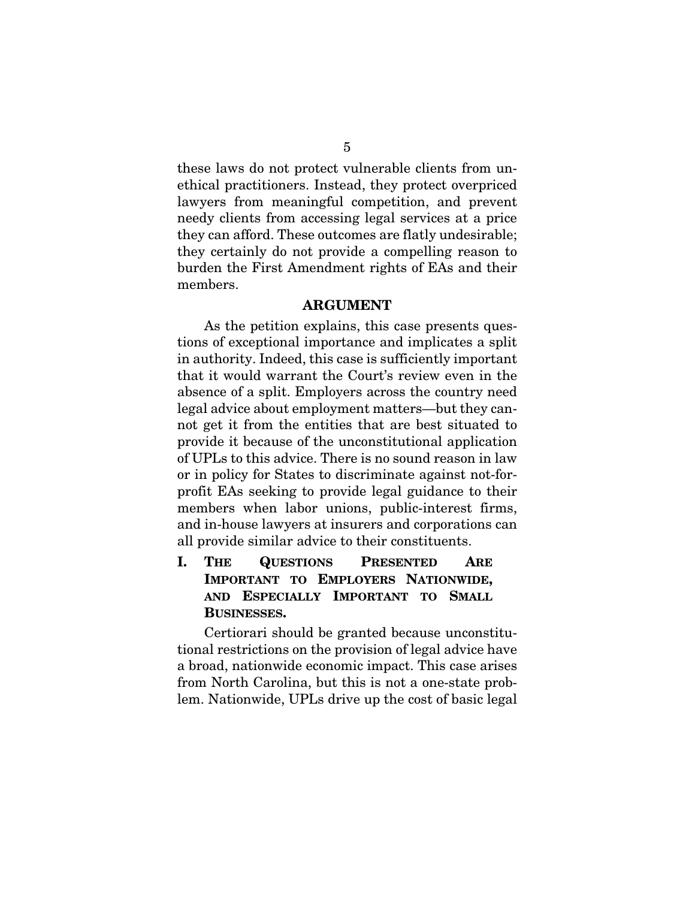these laws do not protect vulnerable clients from unethical practitioners. Instead, they protect overpriced lawyers from meaningful competition, and prevent needy clients from accessing legal services at a price they can afford. These outcomes are flatly undesirable; they certainly do not provide a compelling reason to burden the First Amendment rights of EAs and their members.

## ARGUMENT

As the petition explains, this case presents questions of exceptional importance and implicates a split in authority. Indeed, this case is sufficiently important that it would warrant the Court's review even in the absence of a split. Employers across the country need legal advice about employment matters—but they cannot get it from the entities that are best situated to provide it because of the unconstitutional application of UPLs to this advice. There is no sound reason in law or in policy for States to discriminate against not-for-profit EAs seeking to provide legal guidance to their members when labor unions, public-interest firms, and in-house lawyers at insurers and corporations can all provide similar advice to their constituents.

### I. THE QUESTIONS PRESENTED ARE IMPORTANT TO EMPLOYERS NATIONWIDE, AND ESPECIALLY IMPORTANT TO SMALL BUSINESSES.

Certiorari should be granted because unconstitutional restrictions on the provision of legal advice have a broad, nationwide economic impact. This case arises from North Carolina, but this is not a one-state problem. Nationwide, UPLs drive up the cost of basic legal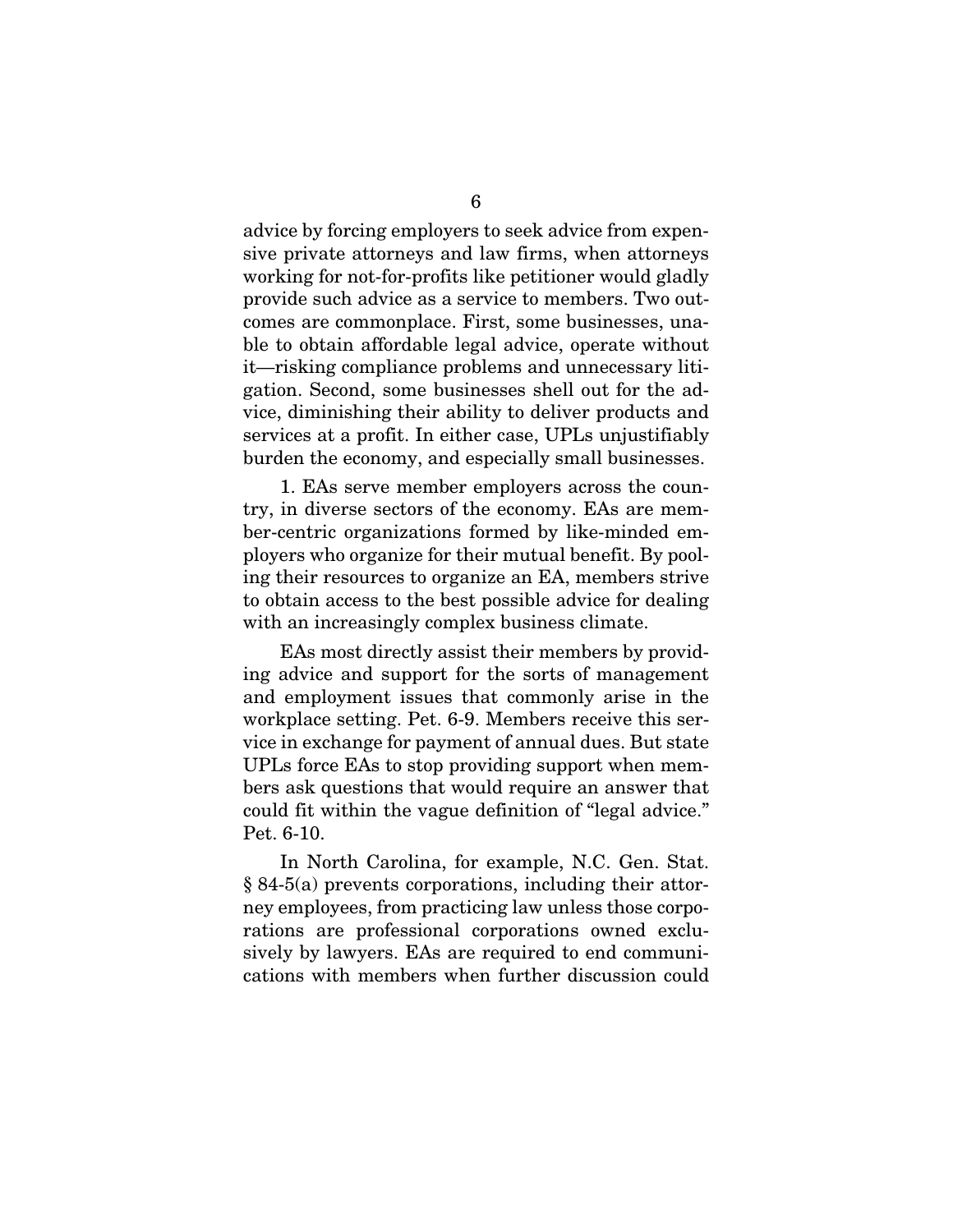advice by forcing employers to seek advice from expensive private attorneys and law firms, when attorneys working for not-for-profits like petitioner would gladly provide such advice as a service to members. Two outcomes are commonplace. First, some businesses, unable to obtain affordable legal advice, operate without it—risking compliance problems and unnecessary litigation. Second, some businesses shell out for the advice, diminishing their ability to deliver products and services at a profit. In either case, UPLs unjustifiably burden the economy, and especially small businesses.

1. EAs serve member employers across the country, in diverse sectors of the economy. EAs are member-centric organizations formed by like-minded employers who organize for their mutual benefit. By pooling their resources to organize an EA, members strive to obtain access to the best possible advice for dealing with an increasingly complex business climate.

EAs most directly assist their members by providing advice and support for the sorts of management and employment issues that commonly arise in the workplace setting. Pet. 6-9. Members receive this service in exchange for payment of annual dues. But state UPLs force EAs to stop providing support when members ask questions that would require an answer that could fit within the vague definition of "legal advice." Pet. 6-10.

In North Carolina, for example, N.C. Gen. Stat. § 84-5(a) prevents corporations, including their attorney employees, from practicing law unless those corporations are professional corporations owned exclusively by lawyers. EAs are required to end communications with members when further discussion could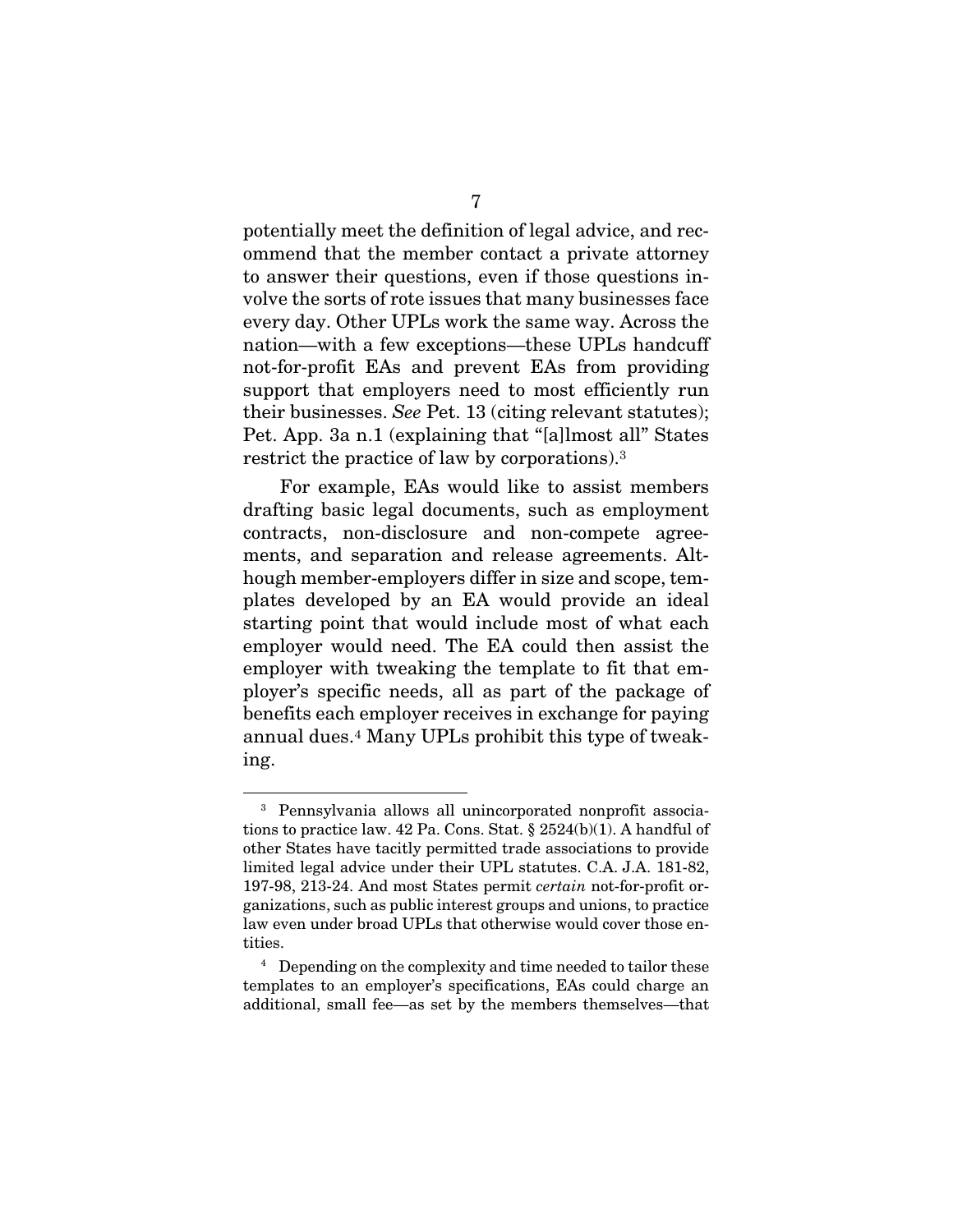potentially meet the definition of legal advice, and recommend that the member contact a private attorney to answer their questions, even if those questions involve the sorts of rote issues that many businesses face every day. Other UPLs work the same way. Across the nation—with a few exceptions—these UPLs handcuff not-for-profit EAs and prevent EAs from providing support that employers need to most efficiently run their businesses. *See* Pet. 13 (citing relevant statutes); Pet. App. 3a n.1 (explaining that "[a]lmost all" States restrict the practice of law by corporations).[3]

For example, EAs would like to assist members drafting basic legal documents, such as employment contracts, non-disclosure and non-compete agreements, and separation and release agreements. Although member-employers differ in size and scope, templates developed by an EA would provide an ideal starting point that would include most of what each employer would need. The EA could then assist the employer with tweaking the template to fit that employer's specific needs, all as part of the package of benefits each employer receives in exchange for paying annual dues.[4] Many UPLs prohibit this type of tweaking.

---

[3] Pennsylvania allows all unincorporated nonprofit associations to practice law. 42 Pa. Cons. Stat. § 2524(b)(1). A handful of other States have tacitly permitted trade associations to provide limited legal advice under their UPL statutes. C.A. J.A. 181-82, 197-98, 213-24. And most States permit *certain* not-for-profit organizations, such as public interest groups and unions, to practice law even under broad UPLs that otherwise would cover those entities.

[4] Depending on the complexity and time needed to tailor these templates to an employer's specifications, EAs could charge an additional, small fee—as set by the members themselves—that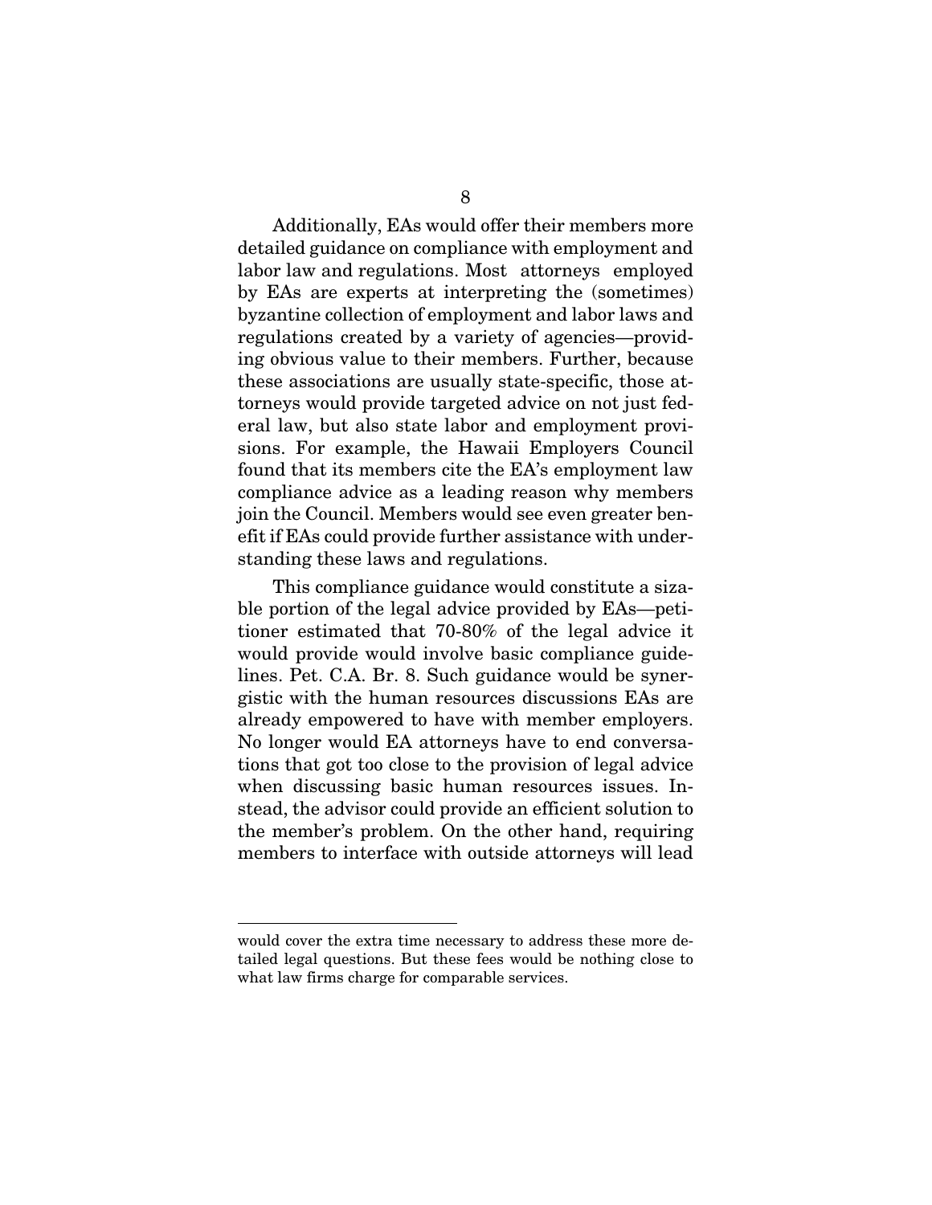Additionally, EAs would offer their members more detailed guidance on compliance with employment and labor law and regulations. Most attorneys employed by EAs are experts at interpreting the (sometimes) byzantine collection of employment and labor laws and regulations created by a variety of agencies—providing obvious value to their members. Further, because these associations are usually state-specific, those attorneys would provide targeted advice on not just federal law, but also state labor and employment provisions. For example, the Hawaii Employers Council found that its members cite the EA's employment law compliance advice as a leading reason why members join the Council. Members would see even greater benefit if EAs could provide further assistance with understanding these laws and regulations.

This compliance guidance would constitute a sizable portion of the legal advice provided by EAs—petitioner estimated that 70-80% of the legal advice it would provide would involve basic compliance guidelines. Pet. C.A. Br. 8. Such guidance would be synergistic with the human resources discussions EAs are already empowered to have with member employers. No longer would EA attorneys have to end conversations that got too close to the provision of legal advice when discussing basic human resources issues. Instead, the advisor could provide an efficient solution to the member's problem. On the other hand, requiring members to interface with outside attorneys will lead

---

would cover the extra time necessary to address these more detailed legal questions. But these fees would be nothing close to what law firms charge for comparable services.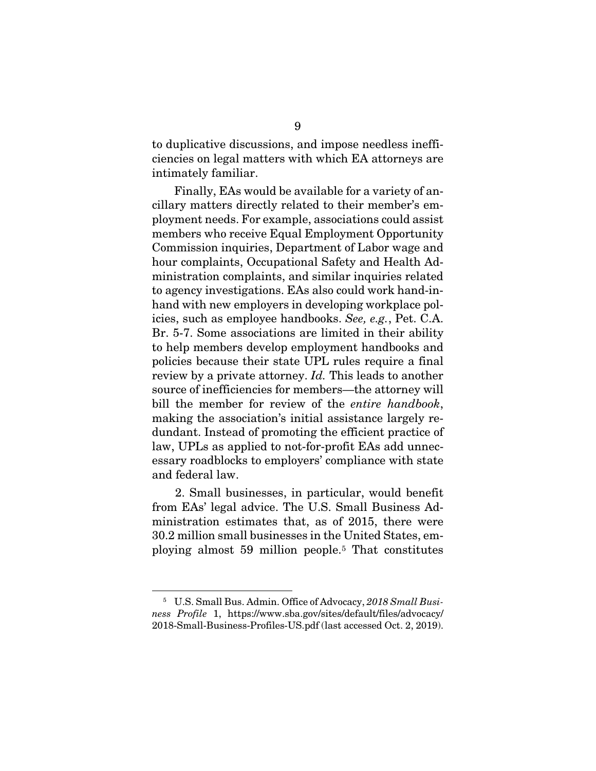to duplicative discussions, and impose needless inefficiencies on legal matters with which EA attorneys are intimately familiar.

Finally, EAs would be available for a variety of ancillary matters directly related to their member's employment needs. For example, associations could assist members who receive Equal Employment Opportunity Commission inquiries, Department of Labor wage and hour complaints, Occupational Safety and Health Administration complaints, and similar inquiries related to agency investigations. EAs also could work hand-in-hand with new employers in developing workplace policies, such as employee handbooks. *See, e.g.*, Pet. C.A. Br. 5-7. Some associations are limited in their ability to help members develop employment handbooks and policies because their state UPL rules require a final review by a private attorney. *Id.* This leads to another source of inefficiencies for members—the attorney will bill the member for review of the *entire handbook*, making the association's initial assistance largely redundant. Instead of promoting the efficient practice of law, UPLs as applied to not-for-profit EAs add unnecessary roadblocks to employers' compliance with state and federal law.

2. Small businesses, in particular, would benefit from EAs' legal advice. The U.S. Small Business Administration estimates that, as of 2015, there were 30.2 million small businesses in the United States, employing almost 59 million people.[5] That constitutes

---

[5] U.S. Small Bus. Admin. Office of Advocacy, *2018 Small Business Profile* 1, https://www.sba.gov/sites/default/files/advocacy/2018-Small-Business-Profiles-US.pdf (last accessed Oct. 2, 2019).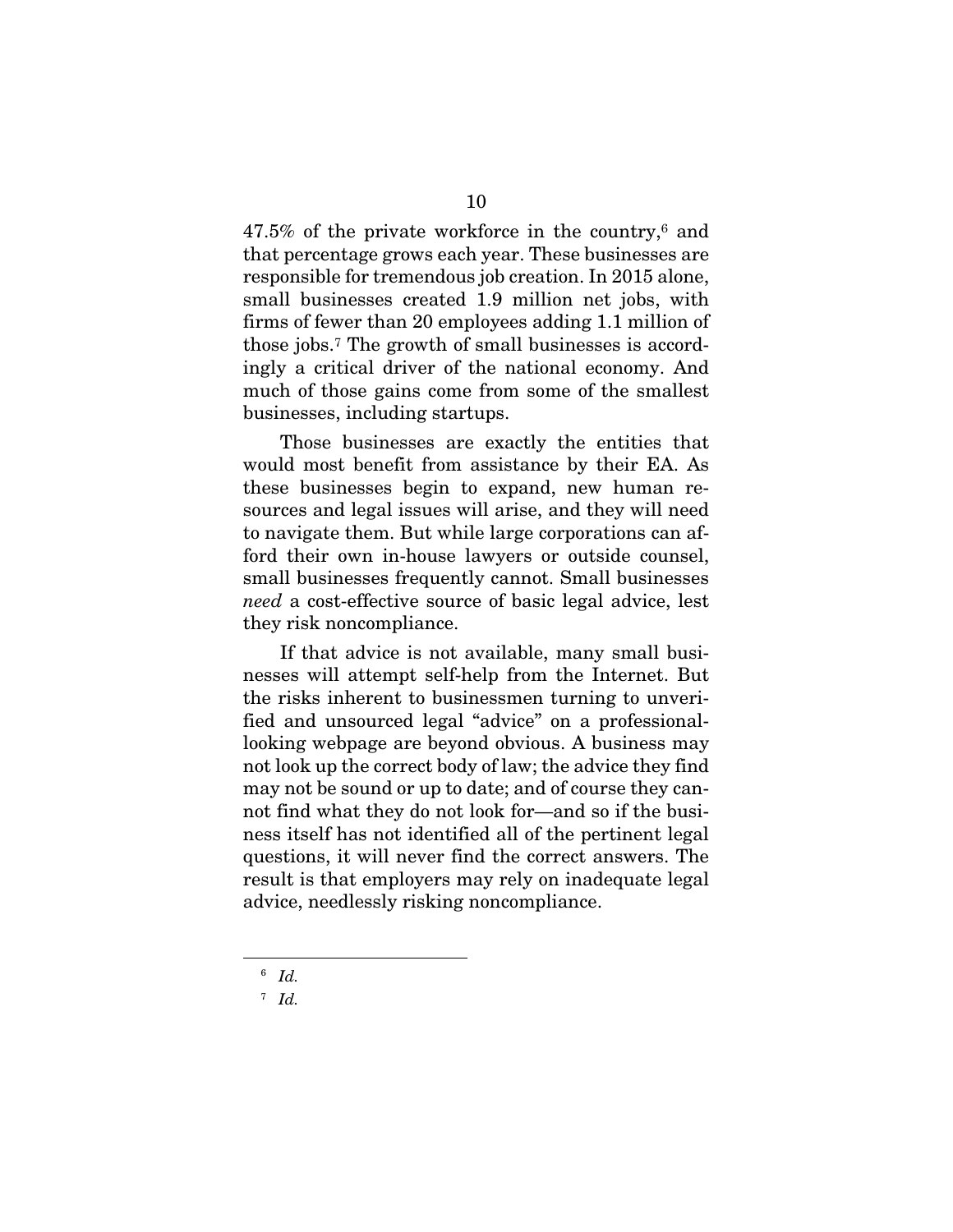47.5% of the private workforce in the country,[6] and that percentage grows each year. These businesses are responsible for tremendous job creation. In 2015 alone, small businesses created 1.9 million net jobs, with firms of fewer than 20 employees adding 1.1 million of those jobs.[7] The growth of small businesses is accordingly a critical driver of the national economy. And much of those gains come from some of the smallest businesses, including startups.

Those businesses are exactly the entities that would most benefit from assistance by their EA. As these businesses begin to expand, new human resources and legal issues will arise, and they will need to navigate them. But while large corporations can afford their own in-house lawyers or outside counsel, small businesses frequently cannot. Small businesses *need* a cost-effective source of basic legal advice, lest they risk noncompliance.

If that advice is not available, many small businesses will attempt self-help from the Internet. But the risks inherent to businessmen turning to unverified and unsourced legal "advice" on a professional-looking webpage are beyond obvious. A business may not look up the correct body of law; the advice they find may not be sound or up to date; and of course they cannot find what they do not look for—and so if the business itself has not identified all of the pertinent legal questions, it will never find the correct answers. The result is that employers may rely on inadequate legal advice, needlessly risking noncompliance.

---

[6] *Id.*

[7] *Id.*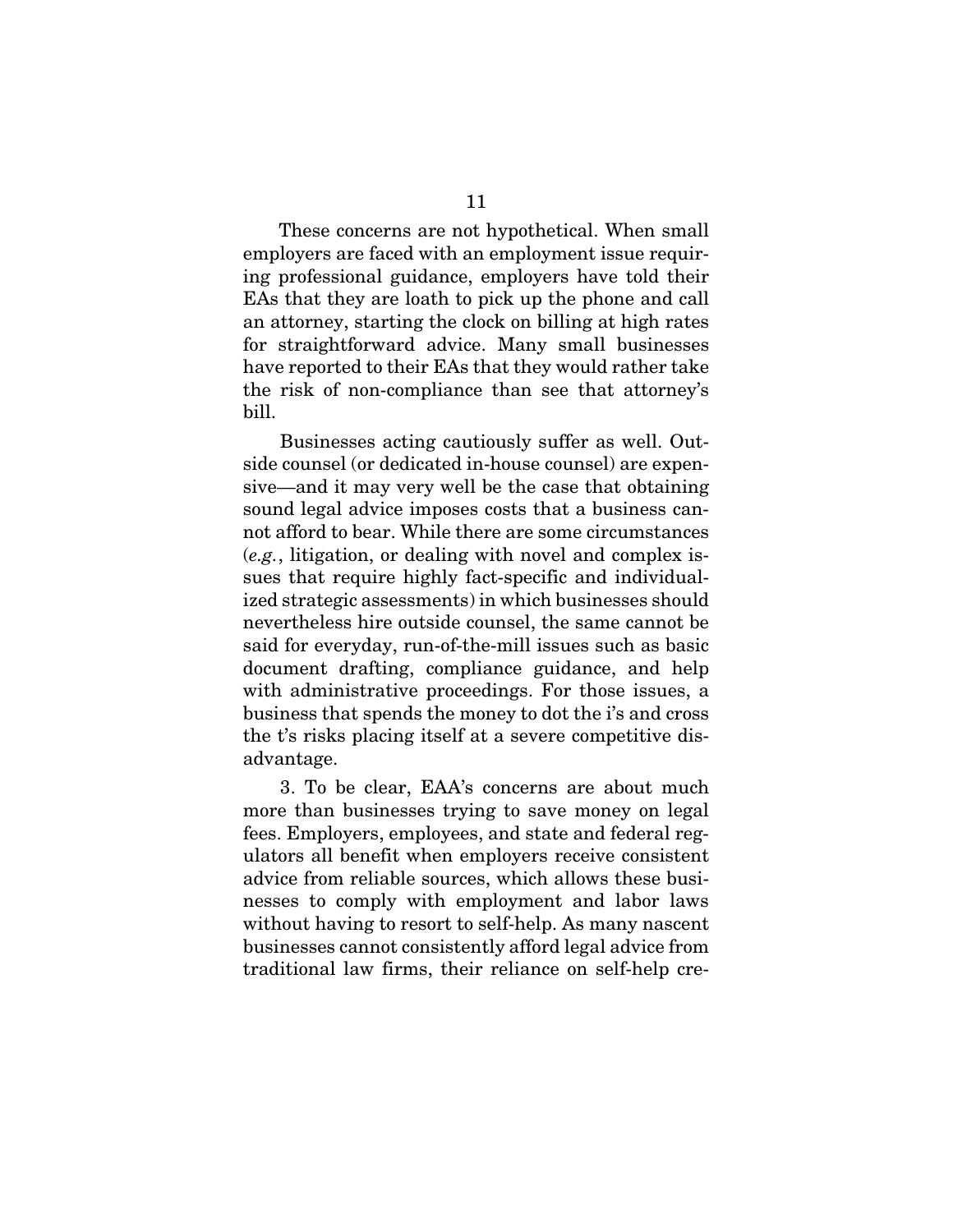These concerns are not hypothetical. When small employers are faced with an employment issue requiring professional guidance, employers have told their EAs that they are loath to pick up the phone and call an attorney, starting the clock on billing at high rates for straightforward advice. Many small businesses have reported to their EAs that they would rather take the risk of non-compliance than see that attorney's bill.

Businesses acting cautiously suffer as well. Outside counsel (or dedicated in-house counsel) are expensive—and it may very well be the case that obtaining sound legal advice imposes costs that a business cannot afford to bear. While there are some circumstances (*e.g.*, litigation, or dealing with novel and complex issues that require highly fact-specific and individualized strategic assessments) in which businesses should nevertheless hire outside counsel, the same cannot be said for everyday, run-of-the-mill issues such as basic document drafting, compliance guidance, and help with administrative proceedings. For those issues, a business that spends the money to dot the i's and cross the t's risks placing itself at a severe competitive disadvantage.

3. To be clear, EAA's concerns are about much more than businesses trying to save money on legal fees. Employers, employees, and state and federal regulators all benefit when employers receive consistent advice from reliable sources, which allows these businesses to comply with employment and labor laws without having to resort to self-help. As many nascent businesses cannot consistently afford legal advice from traditional law firms, their reliance on self-help cre-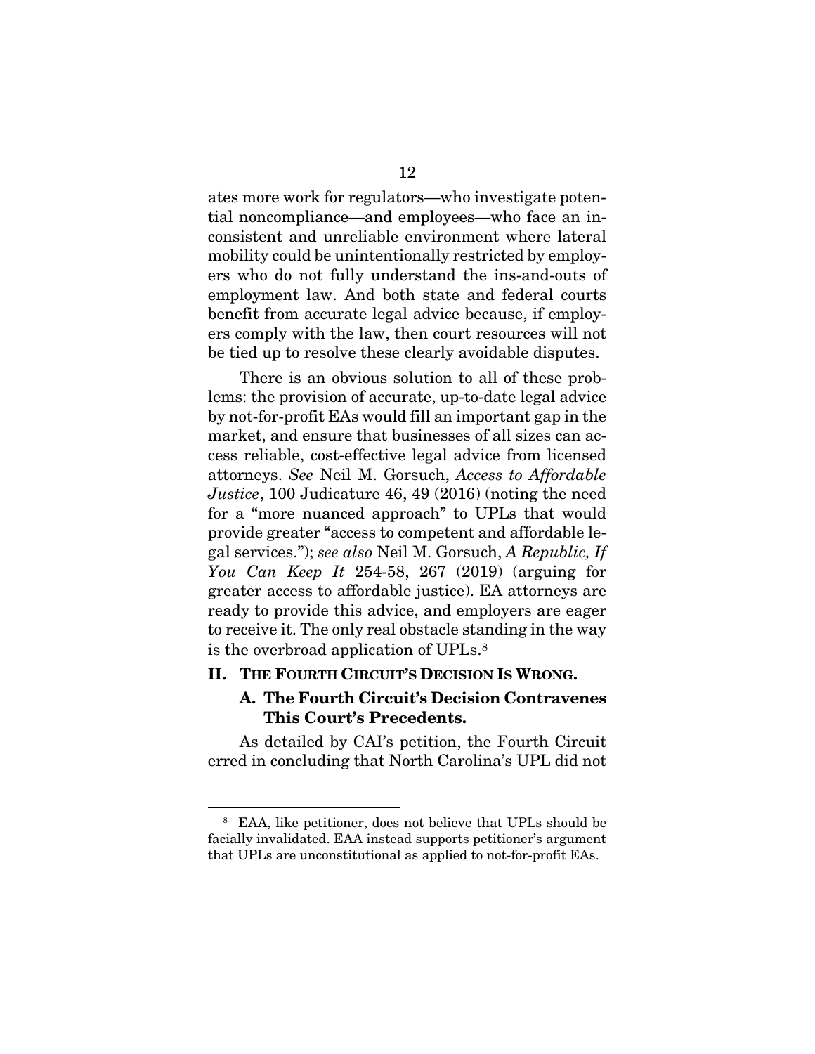ates more work for regulators—who investigate potential noncompliance—and employees—who face an inconsistent and unreliable environment where lateral mobility could be unintentionally restricted by employers who do not fully understand the ins-and-outs of employment law. And both state and federal courts benefit from accurate legal advice because, if employers comply with the law, then court resources will not be tied up to resolve these clearly avoidable disputes.

There is an obvious solution to all of these problems: the provision of accurate, up-to-date legal advice by not-for-profit EAs would fill an important gap in the market, and ensure that businesses of all sizes can access reliable, cost-effective legal advice from licensed attorneys. *See* Neil M. Gorsuch, *Access to Affordable Justice*, 100 Judicature 46, 49 (2016) (noting the need for a "more nuanced approach" to UPLs that would provide greater "access to competent and affordable legal services."); *see also* Neil M. Gorsuch, *A Republic, If You Can Keep It* 254-58, 267 (2019) (arguing for greater access to affordable justice). EA attorneys are ready to provide this advice, and employers are eager to receive it. The only real obstacle standing in the way is the overbroad application of UPLs.[8]

## II. THE FOURTH CIRCUIT'S DECISION IS WRONG.

### A. The Fourth Circuit's Decision Contravenes This Court's Precedents.

As detailed by CAI's petition, the Fourth Circuit erred in concluding that North Carolina's UPL did not

[8] EAA, like petitioner, does not believe that UPLs should be facially invalidated. EAA instead supports petitioner's argument that UPLs are unconstitutional as applied to not-for-profit EAs.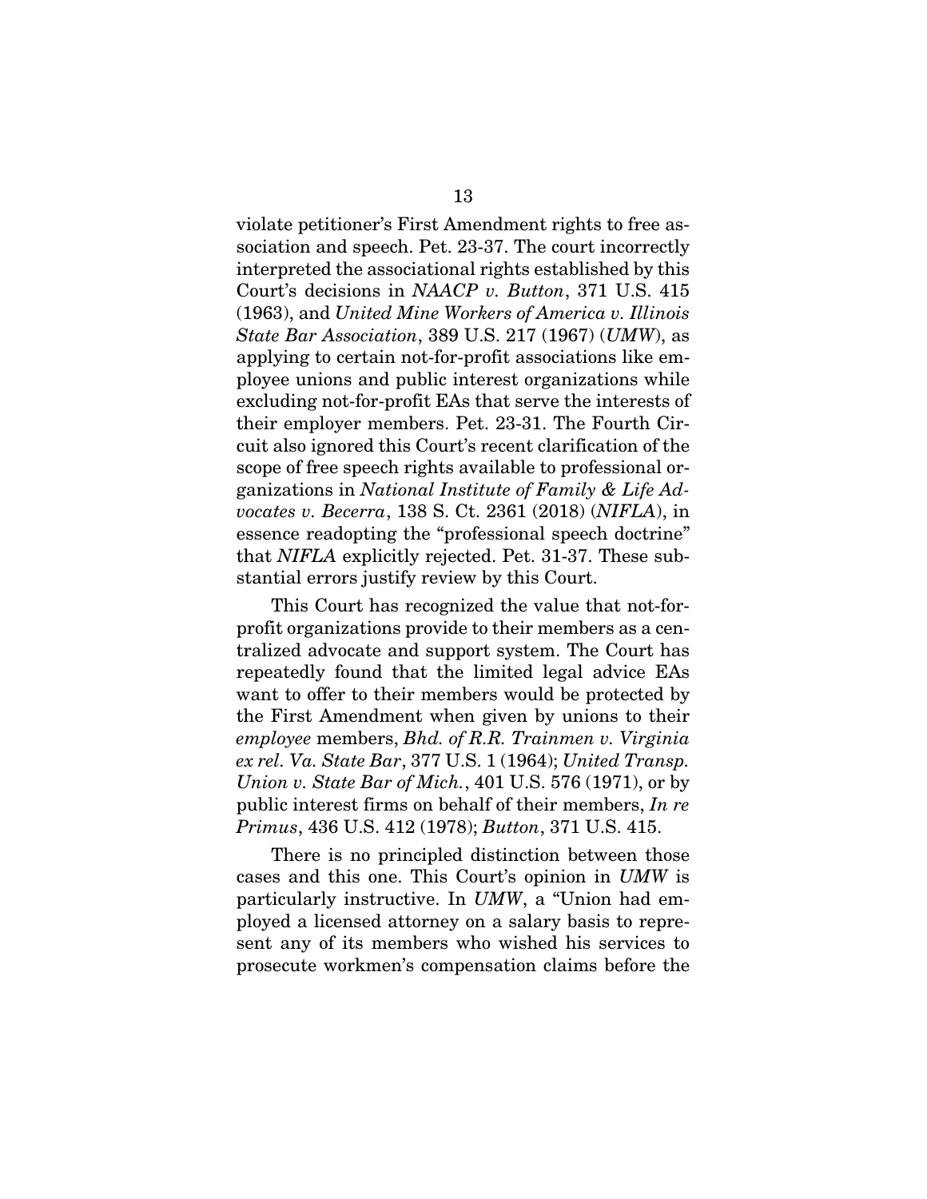violate petitioner's First Amendment rights to free association and speech. Pet. 23-37. The court incorrectly interpreted the associational rights established by this Court's decisions in *NAACP v. Button*, 371 U.S. 415 (1963), and *United Mine Workers of America v. Illinois State Bar Association*, 389 U.S. 217 (1967) (*UMW*), as applying to certain not-for-profit associations like employee unions and public interest organizations while excluding not-for-profit EAs that serve the interests of their employer members. Pet. 23-31. The Fourth Circuit also ignored this Court's recent clarification of the scope of free speech rights available to professional organizations in *National Institute of Family & Life Advocates v. Becerra*, 138 S. Ct. 2361 (2018) (*NIFLA*), in essence readopting the "professional speech doctrine" that *NIFLA* explicitly rejected. Pet. 31-37. These substantial errors justify review by this Court.

This Court has recognized the value that not-for-profit organizations provide to their members as a centralized advocate and support system. The Court has repeatedly found that the limited legal advice EAs want to offer to their members would be protected by the First Amendment when given by unions to their *employee* members, *Bhd. of R.R. Trainmen v. Virginia ex rel. Va. State Bar*, 377 U.S. 1 (1964); *United Transp. Union v. State Bar of Mich.*, 401 U.S. 576 (1971), or by public interest firms on behalf of their members, *In re Primus*, 436 U.S. 412 (1978); *Button*, 371 U.S. 415.

There is no principled distinction between those cases and this one. This Court's opinion in *UMW* is particularly instructive. In *UMW*, a "Union had employed a licensed attorney on a salary basis to represent any of its members who wished his services to prosecute workmen's compensation claims before the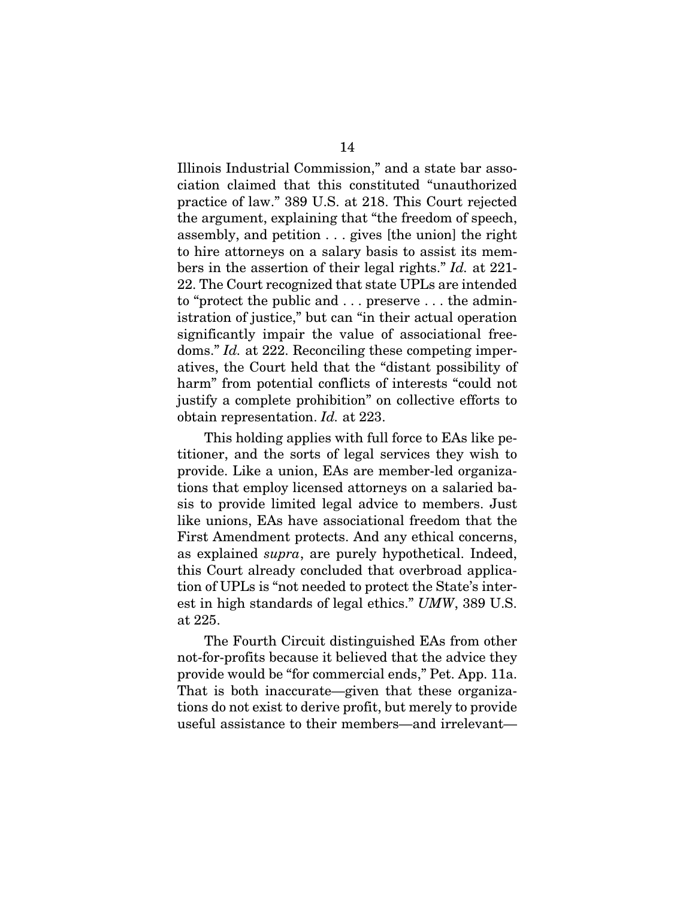Illinois Industrial Commission," and a state bar association claimed that this constituted "unauthorized practice of law." 389 U.S. at 218. This Court rejected the argument, explaining that "the freedom of speech, assembly, and petition . . . gives [the union] the right to hire attorneys on a salary basis to assist its members in the assertion of their legal rights." *Id.* at 221-22. The Court recognized that state UPLs are intended to "protect the public and . . . preserve . . . the administration of justice," but can "in their actual operation significantly impair the value of associational freedoms." *Id.* at 222. Reconciling these competing imperatives, the Court held that the "distant possibility of harm" from potential conflicts of interests "could not justify a complete prohibition" on collective efforts to obtain representation. *Id.* at 223.

This holding applies with full force to EAs like petitioner, and the sorts of legal services they wish to provide. Like a union, EAs are member-led organizations that employ licensed attorneys on a salaried basis to provide limited legal advice to members. Just like unions, EAs have associational freedom that the First Amendment protects. And any ethical concerns, as explained *supra*, are purely hypothetical. Indeed, this Court already concluded that overbroad application of UPLs is "not needed to protect the State's interest in high standards of legal ethics." *UMW*, 389 U.S. at 225.

The Fourth Circuit distinguished EAs from other not-for-profits because it believed that the advice they provide would be "for commercial ends," Pet. App. 11a. That is both inaccurate—given that these organizations do not exist to derive profit, but merely to provide useful assistance to their members—and irrelevant—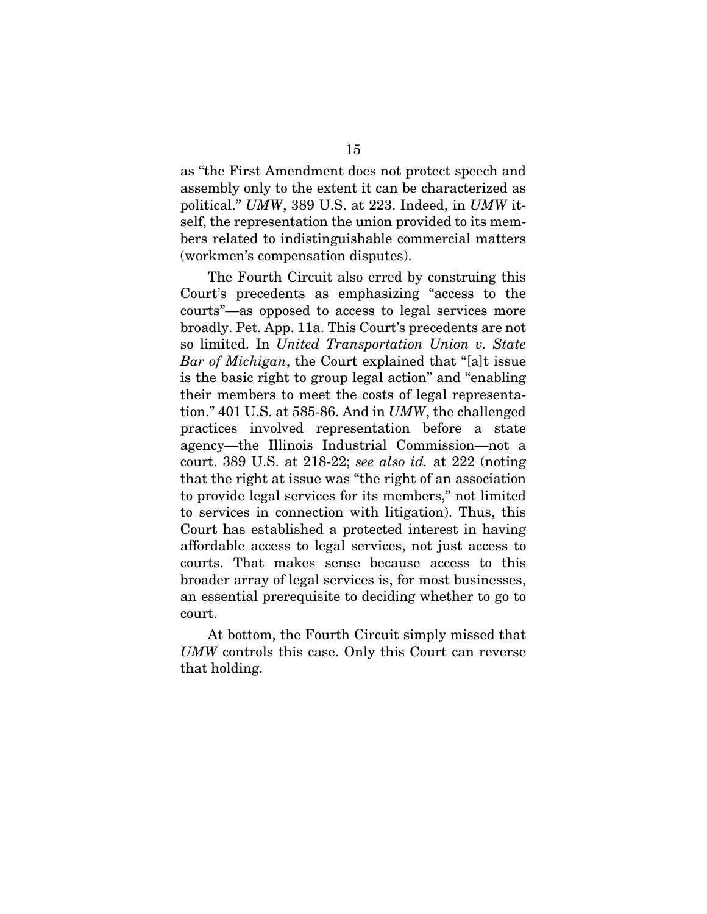as "the First Amendment does not protect speech and assembly only to the extent it can be characterized as political." *UMW*, 389 U.S. at 223. Indeed, in *UMW* itself, the representation the union provided to its members related to indistinguishable commercial matters (workmen's compensation disputes).

The Fourth Circuit also erred by construing this Court's precedents as emphasizing "access to the courts"—as opposed to access to legal services more broadly. Pet. App. 11a. This Court's precedents are not so limited. In *United Transportation Union v. State Bar of Michigan*, the Court explained that "[a]t issue is the basic right to group legal action" and "enabling their members to meet the costs of legal representation." 401 U.S. at 585-86. And in *UMW*, the challenged practices involved representation before a state agency—the Illinois Industrial Commission—not a court. 389 U.S. at 218-22; *see also id.* at 222 (noting that the right at issue was "the right of an association to provide legal services for its members," not limited to services in connection with litigation). Thus, this Court has established a protected interest in having affordable access to legal services, not just access to courts. That makes sense because access to this broader array of legal services is, for most businesses, an essential prerequisite to deciding whether to go to court.

At bottom, the Fourth Circuit simply missed that *UMW* controls this case. Only this Court can reverse that holding.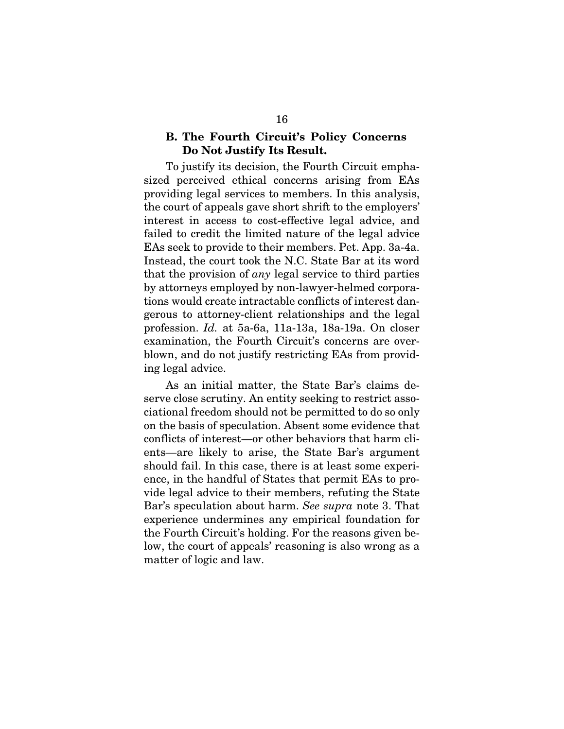### B. The Fourth Circuit's Policy Concerns Do Not Justify Its Result.

To justify its decision, the Fourth Circuit emphasized perceived ethical concerns arising from EAs providing legal services to members. In this analysis, the court of appeals gave short shrift to the employers' interest in access to cost-effective legal advice, and failed to credit the limited nature of the legal advice EAs seek to provide to their members. Pet. App. 3a-4a. Instead, the court took the N.C. State Bar at its word that the provision of *any* legal service to third parties by attorneys employed by non-lawyer-helmed corporations would create intractable conflicts of interest dangerous to attorney-client relationships and the legal profession. *Id.* at 5a-6a, 11a-13a, 18a-19a. On closer examination, the Fourth Circuit's concerns are overblown, and do not justify restricting EAs from providing legal advice.

As an initial matter, the State Bar's claims deserve close scrutiny. An entity seeking to restrict associational freedom should not be permitted to do so only on the basis of speculation. Absent some evidence that conflicts of interest—or other behaviors that harm clients—are likely to arise, the State Bar's argument should fail. In this case, there is at least some experience, in the handful of States that permit EAs to provide legal advice to their members, refuting the State Bar's speculation about harm. *See supra* note 3. That experience undermines any empirical foundation for the Fourth Circuit's holding. For the reasons given below, the court of appeals' reasoning is also wrong as a matter of logic and law.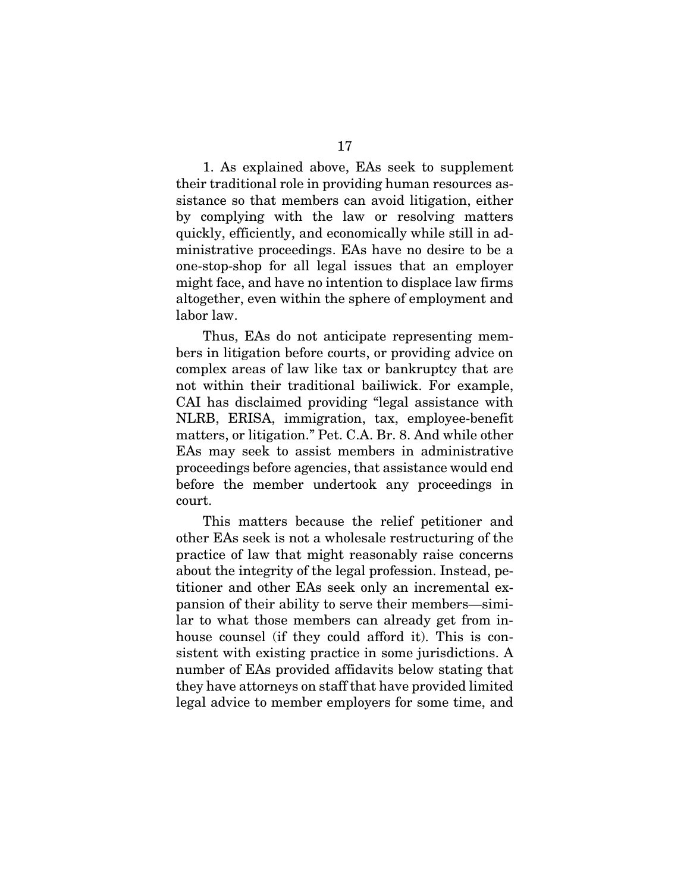1. As explained above, EAs seek to supplement their traditional role in providing human resources assistance so that members can avoid litigation, either by complying with the law or resolving matters quickly, efficiently, and economically while still in administrative proceedings. EAs have no desire to be a one-stop-shop for all legal issues that an employer might face, and have no intention to displace law firms altogether, even within the sphere of employment and labor law.

Thus, EAs do not anticipate representing members in litigation before courts, or providing advice on complex areas of law like tax or bankruptcy that are not within their traditional bailiwick. For example, CAI has disclaimed providing "legal assistance with NLRB, ERISA, immigration, tax, employee-benefit matters, or litigation." Pet. C.A. Br. 8. And while other EAs may seek to assist members in administrative proceedings before agencies, that assistance would end before the member undertook any proceedings in court.

This matters because the relief petitioner and other EAs seek is not a wholesale restructuring of the practice of law that might reasonably raise concerns about the integrity of the legal profession. Instead, petitioner and other EAs seek only an incremental expansion of their ability to serve their members—similar to what those members can already get from in-house counsel (if they could afford it). This is consistent with existing practice in some jurisdictions. A number of EAs provided affidavits below stating that they have attorneys on staff that have provided limited legal advice to member employers for some time, and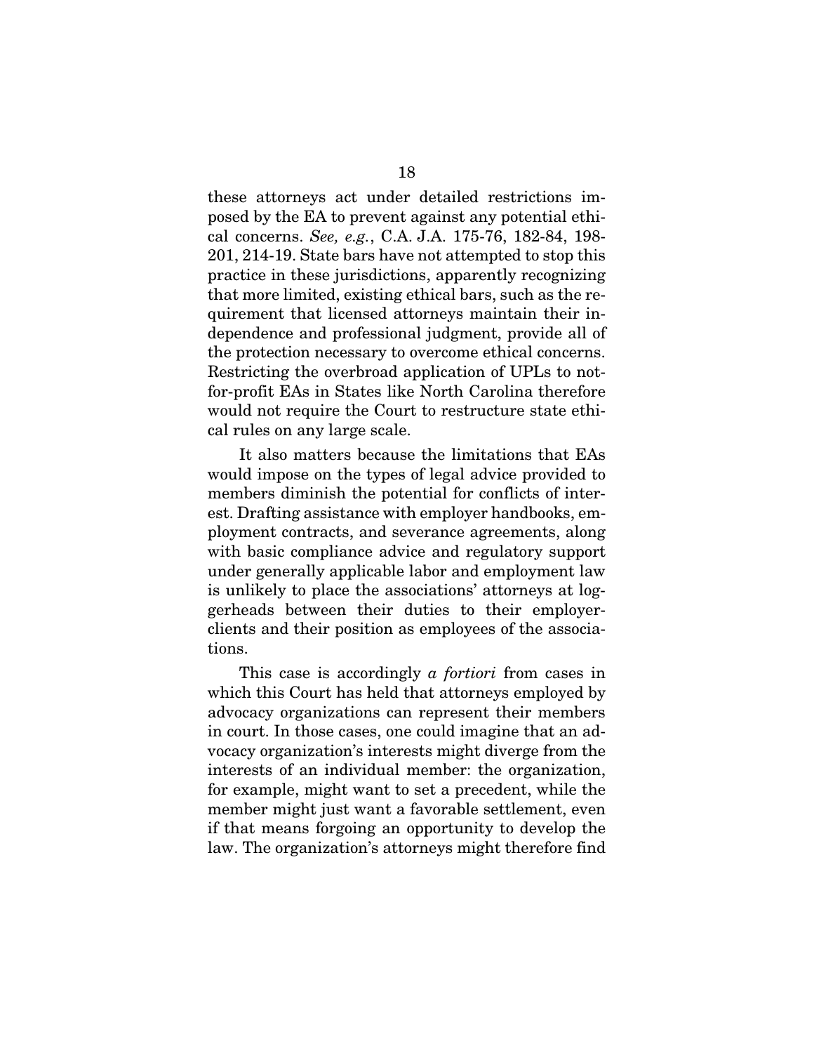these attorneys act under detailed restrictions imposed by the EA to prevent against any potential ethical concerns. *See, e.g.*, C.A. J.A. 175-76, 182-84, 198-201, 214-19. State bars have not attempted to stop this practice in these jurisdictions, apparently recognizing that more limited, existing ethical bars, such as the requirement that licensed attorneys maintain their independence and professional judgment, provide all of the protection necessary to overcome ethical concerns. Restricting the overbroad application of UPLs to not-for-profit EAs in States like North Carolina therefore would not require the Court to restructure state ethical rules on any large scale.

It also matters because the limitations that EAs would impose on the types of legal advice provided to members diminish the potential for conflicts of interest. Drafting assistance with employer handbooks, employment contracts, and severance agreements, along with basic compliance advice and regulatory support under generally applicable labor and employment law is unlikely to place the associations' attorneys at loggerheads between their duties to their employer-clients and their position as employees of the associations.

This case is accordingly *a fortiori* from cases in which this Court has held that attorneys employed by advocacy organizations can represent their members in court. In those cases, one could imagine that an advocacy organization's interests might diverge from the interests of an individual member: the organization, for example, might want to set a precedent, while the member might just want a favorable settlement, even if that means forgoing an opportunity to develop the law. The organization's attorneys might therefore find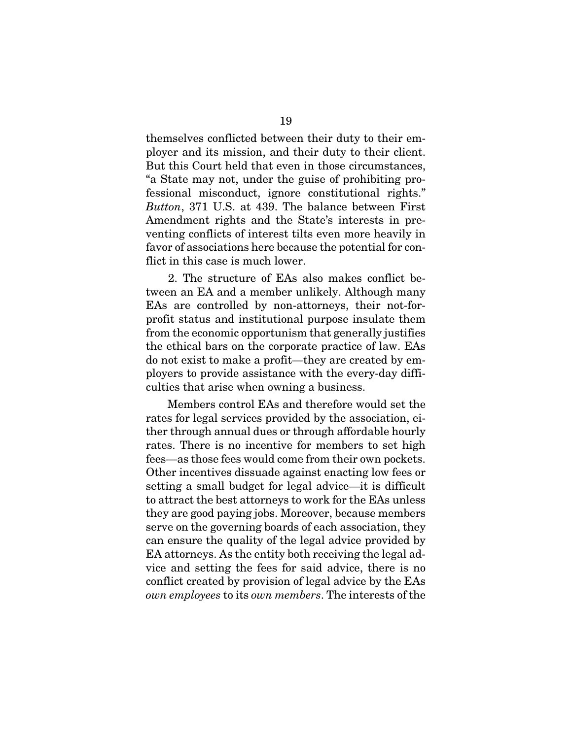themselves conflicted between their duty to their employer and its mission, and their duty to their client. But this Court held that even in those circumstances, "a State may not, under the guise of prohibiting professional misconduct, ignore constitutional rights." *Button*, 371 U.S. at 439. The balance between First Amendment rights and the State's interests in preventing conflicts of interest tilts even more heavily in favor of associations here because the potential for conflict in this case is much lower.

2. The structure of EAs also makes conflict between an EA and a member unlikely. Although many EAs are controlled by non-attorneys, their not-for-profit status and institutional purpose insulate them from the economic opportunism that generally justifies the ethical bars on the corporate practice of law. EAs do not exist to make a profit—they are created by employers to provide assistance with the every-day difficulties that arise when owning a business.

Members control EAs and therefore would set the rates for legal services provided by the association, either through annual dues or through affordable hourly rates. There is no incentive for members to set high fees—as those fees would come from their own pockets. Other incentives dissuade against enacting low fees or setting a small budget for legal advice—it is difficult to attract the best attorneys to work for the EAs unless they are good paying jobs. Moreover, because members serve on the governing boards of each association, they can ensure the quality of the legal advice provided by EA attorneys. As the entity both receiving the legal advice and setting the fees for said advice, there is no conflict created by provision of legal advice by the EAs *own employees* to its *own members*. The interests of the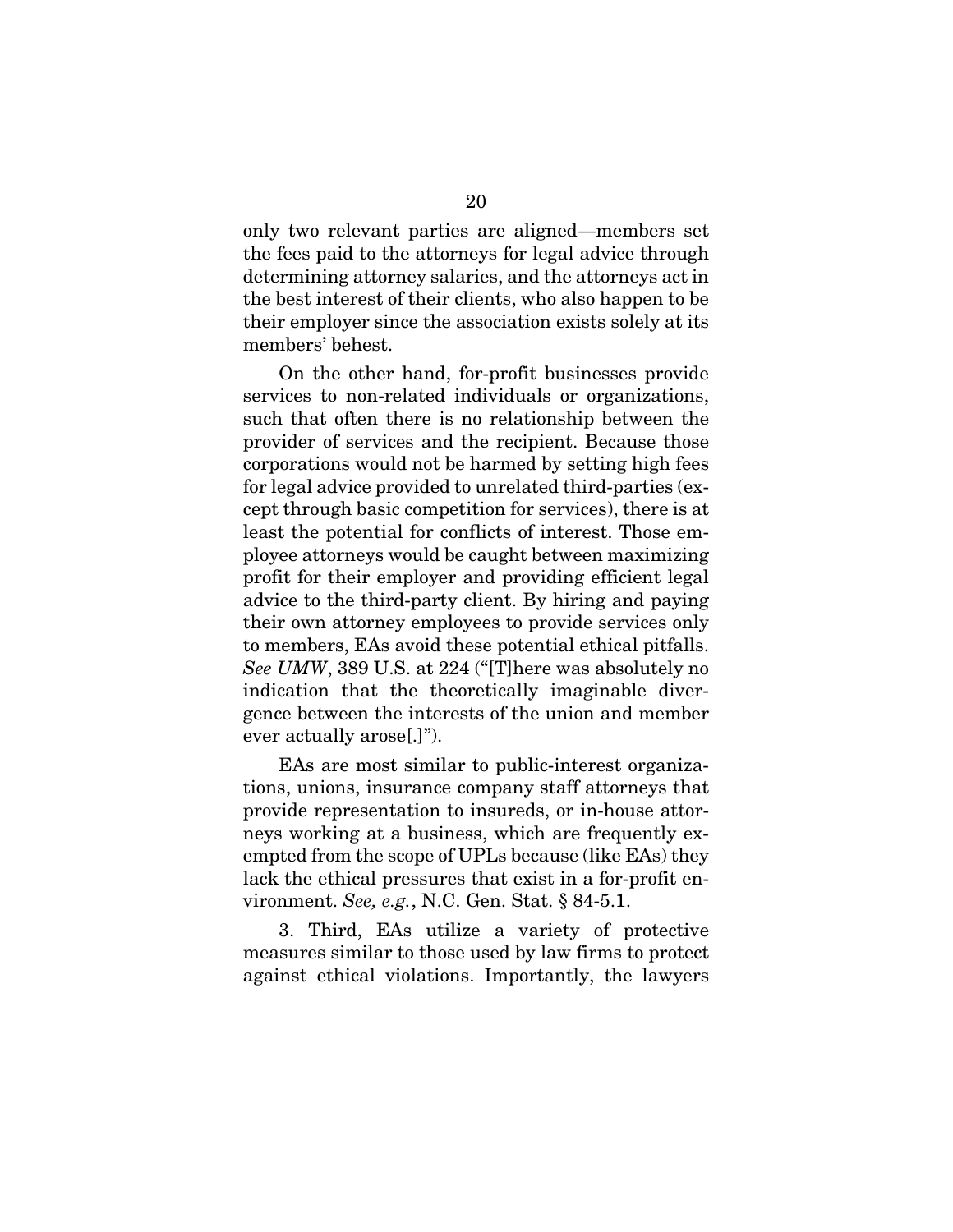only two relevant parties are aligned—members set the fees paid to the attorneys for legal advice through determining attorney salaries, and the attorneys act in the best interest of their clients, who also happen to be their employer since the association exists solely at its members' behest.

On the other hand, for-profit businesses provide services to non-related individuals or organizations, such that often there is no relationship between the provider of services and the recipient. Because those corporations would not be harmed by setting high fees for legal advice provided to unrelated third-parties (except through basic competition for services), there is at least the potential for conflicts of interest. Those employee attorneys would be caught between maximizing profit for their employer and providing efficient legal advice to the third-party client. By hiring and paying their own attorney employees to provide services only to members, EAs avoid these potential ethical pitfalls. *See UMW*, 389 U.S. at 224 ("[T]here was absolutely no indication that the theoretically imaginable divergence between the interests of the union and member ever actually arose[.]").

EAs are most similar to public-interest organizations, unions, insurance company staff attorneys that provide representation to insureds, or in-house attorneys working at a business, which are frequently exempted from the scope of UPLs because (like EAs) they lack the ethical pressures that exist in a for-profit environment. *See, e.g.*, N.C. Gen. Stat. § 84-5.1.

3. Third, EAs utilize a variety of protective measures similar to those used by law firms to protect against ethical violations. Importantly, the lawyers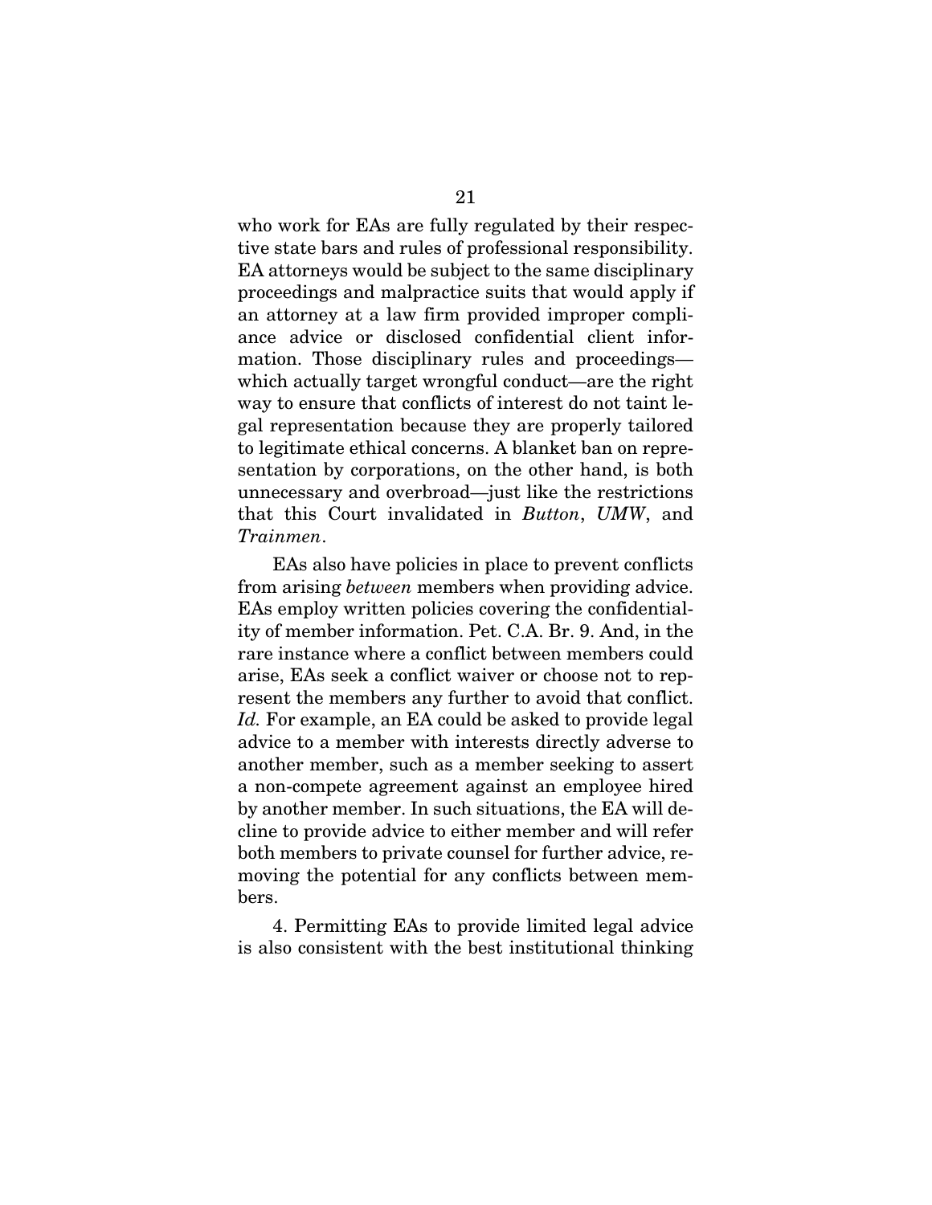who work for EAs are fully regulated by their respective state bars and rules of professional responsibility. EA attorneys would be subject to the same disciplinary proceedings and malpractice suits that would apply if an attorney at a law firm provided improper compliance advice or disclosed confidential client information. Those disciplinary rules and proceedings—which actually target wrongful conduct—are the right way to ensure that conflicts of interest do not taint legal representation because they are properly tailored to legitimate ethical concerns. A blanket ban on representation by corporations, on the other hand, is both unnecessary and overbroad—just like the restrictions that this Court invalidated in *Button*, *UMW*, and *Trainmen*.

EAs also have policies in place to prevent conflicts from arising *between* members when providing advice. EAs employ written policies covering the confidentiality of member information. Pet. C.A. Br. 9. And, in the rare instance where a conflict between members could arise, EAs seek a conflict waiver or choose not to represent the members any further to avoid that conflict. *Id.* For example, an EA could be asked to provide legal advice to a member with interests directly adverse to another member, such as a member seeking to assert a non-compete agreement against an employee hired by another member. In such situations, the EA will decline to provide advice to either member and will refer both members to private counsel for further advice, removing the potential for any conflicts between members.

4. Permitting EAs to provide limited legal advice is also consistent with the best institutional thinking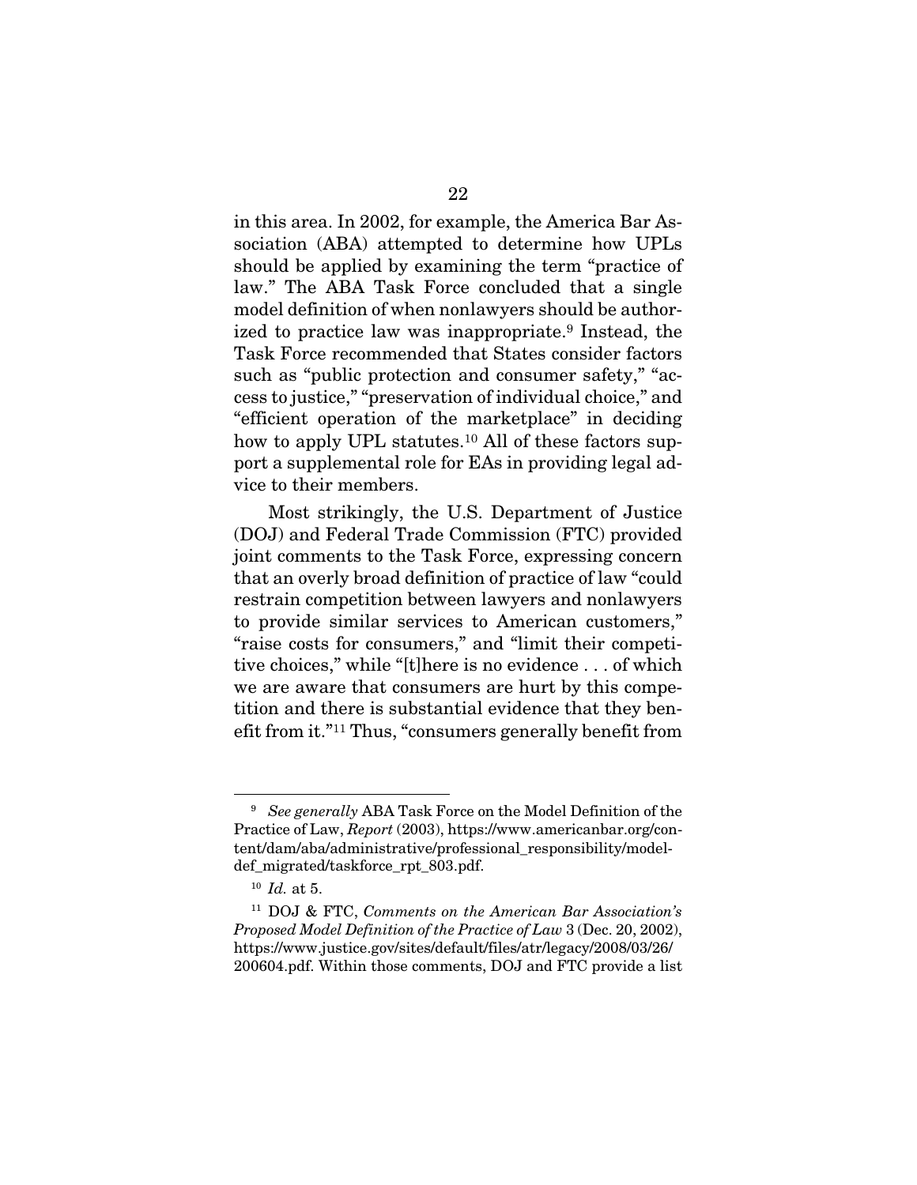in this area. In 2002, for example, the America Bar Association (ABA) attempted to determine how UPLs should be applied by examining the term "practice of law." The ABA Task Force concluded that a single model definition of when nonlawyers should be authorized to practice law was inappropriate.[9] Instead, the Task Force recommended that States consider factors such as "public protection and consumer safety," "access to justice," "preservation of individual choice," and "efficient operation of the marketplace" in deciding how to apply UPL statutes.[10] All of these factors support a supplemental role for EAs in providing legal advice to their members.

Most strikingly, the U.S. Department of Justice (DOJ) and Federal Trade Commission (FTC) provided joint comments to the Task Force, expressing concern that an overly broad definition of practice of law "could restrain competition between lawyers and nonlawyers to provide similar services to American customers," "raise costs for consumers," and "limit their competitive choices," while "[t]here is no evidence . . . of which we are aware that consumers are hurt by this competition and there is substantial evidence that they benefit from it."[11] Thus, "consumers generally benefit from

---

[9] *See generally* ABA Task Force on the Model Definition of the Practice of Law, *Report* (2003), https://www.americanbar.org/content/dam/aba/administrative/professional_responsibility/modeldef_migrated/taskforce_rpt_803.pdf.

[10] *Id.* at 5.

[11] DOJ & FTC, *Comments on the American Bar Association's Proposed Model Definition of the Practice of Law* 3 (Dec. 20, 2002), https://www.justice.gov/sites/default/files/atr/legacy/2008/03/26/200604.pdf. Within those comments, DOJ and FTC provide a list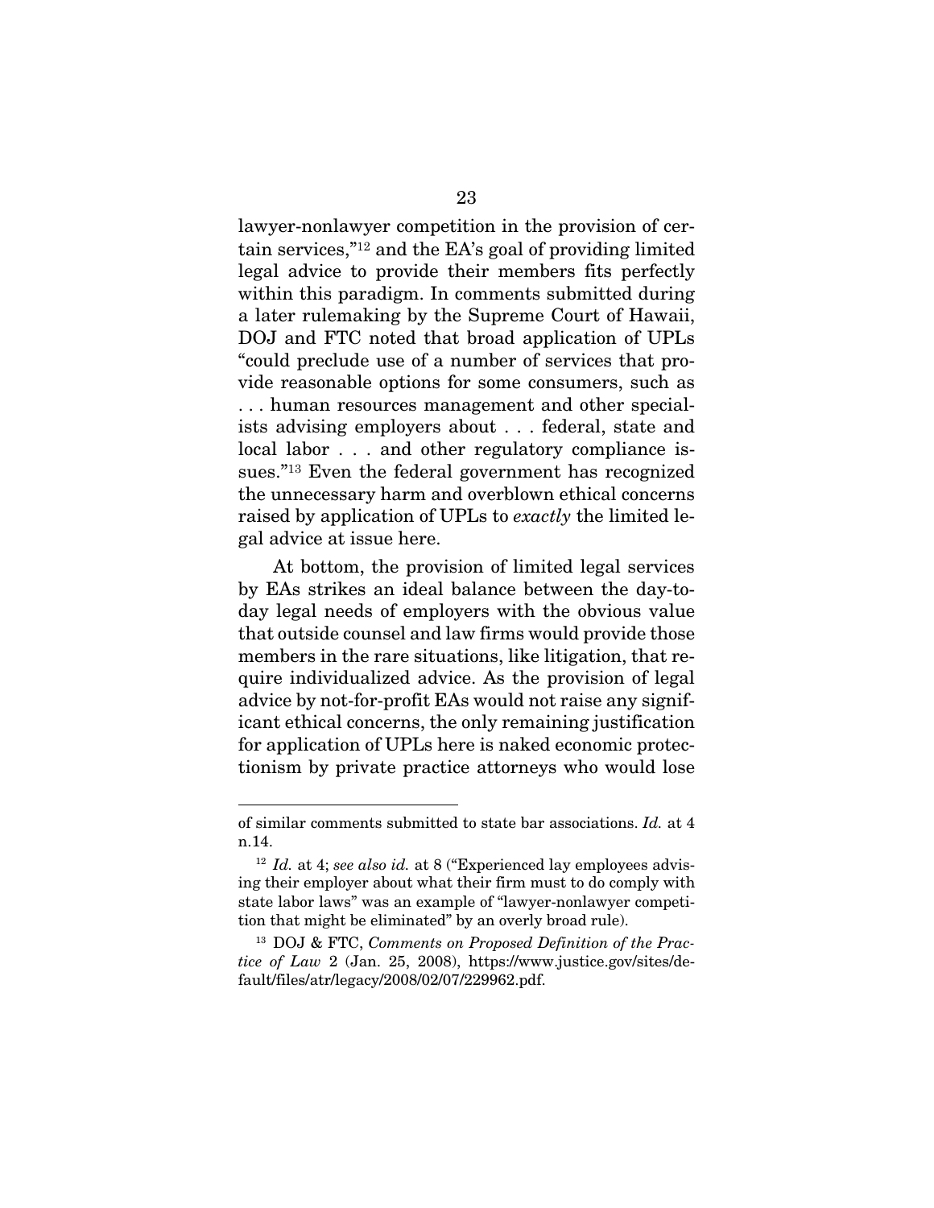lawyer-nonlawyer competition in the provision of certain services,"[12] and the EA's goal of providing limited legal advice to provide their members fits perfectly within this paradigm. In comments submitted during a later rulemaking by the Supreme Court of Hawaii, DOJ and FTC noted that broad application of UPLs "could preclude use of a number of services that provide reasonable options for some consumers, such as . . . human resources management and other specialists advising employers about . . . federal, state and local labor . . . and other regulatory compliance issues."[13] Even the federal government has recognized the unnecessary harm and overblown ethical concerns raised by application of UPLs to *exactly* the limited legal advice at issue here.

At bottom, the provision of limited legal services by EAs strikes an ideal balance between the day-to-day legal needs of employers with the obvious value that outside counsel and law firms would provide those members in the rare situations, like litigation, that require individualized advice. As the provision of legal advice by not-for-profit EAs would not raise any significant ethical concerns, the only remaining justification for application of UPLs here is naked economic protectionism by private practice attorneys who would lose

---

of similar comments submitted to state bar associations. *Id.* at 4 n.14.

[12] *Id.* at 4; *see also id.* at 8 ("Experienced lay employees advising their employer about what their firm must to do comply with state labor laws" was an example of "lawyer-nonlawyer competition that might be eliminated" by an overly broad rule).

[13] DOJ & FTC, *Comments on Proposed Definition of the Practice of Law* 2 (Jan. 25, 2008), https://www.justice.gov/sites/default/files/atr/legacy/2008/02/07/229962.pdf.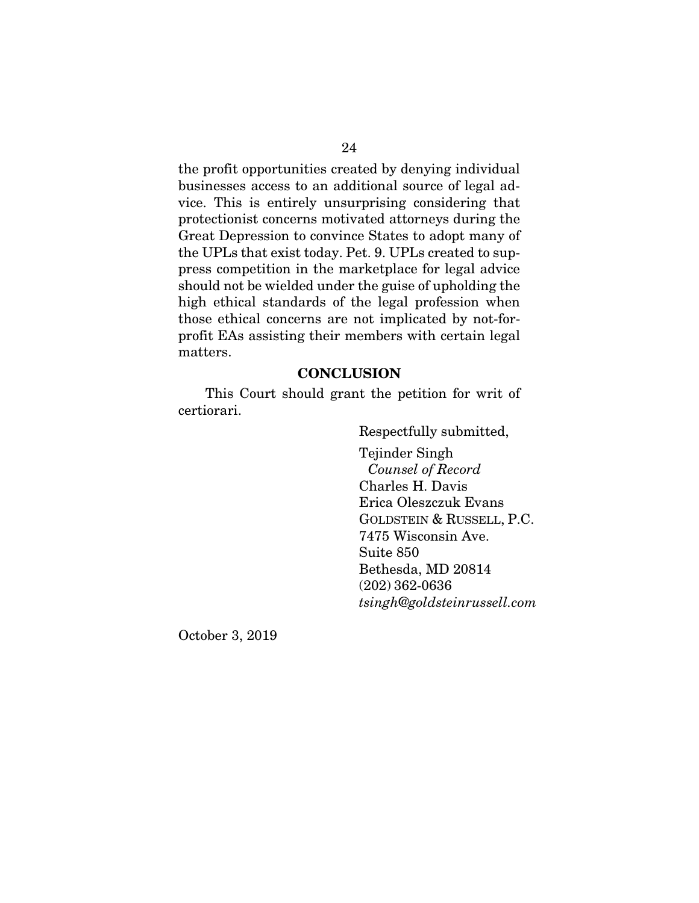the profit opportunities created by denying individual businesses access to an additional source of legal advice. This is entirely unsurprising considering that protectionist concerns motivated attorneys during the Great Depression to convince States to adopt many of the UPLs that exist today. Pet. 9. UPLs created to suppress competition in the marketplace for legal advice should not be wielded under the guise of upholding the high ethical standards of the legal profession when those ethical concerns are not implicated by not-for-profit EAs assisting their members with certain legal matters.

## CONCLUSION

This Court should grant the petition for writ of certiorari.

Respectfully submitted,

Tejinder Singh
*Counsel of Record*
Charles H. Davis
Erica Oleszczuk Evans
GOLDSTEIN & RUSSELL, P.C.
7475 Wisconsin Ave.
Suite 850
Bethesda, MD 20814
(202) 362-0636
*tsingh@goldsteinrussell.com*

October 3, 2019